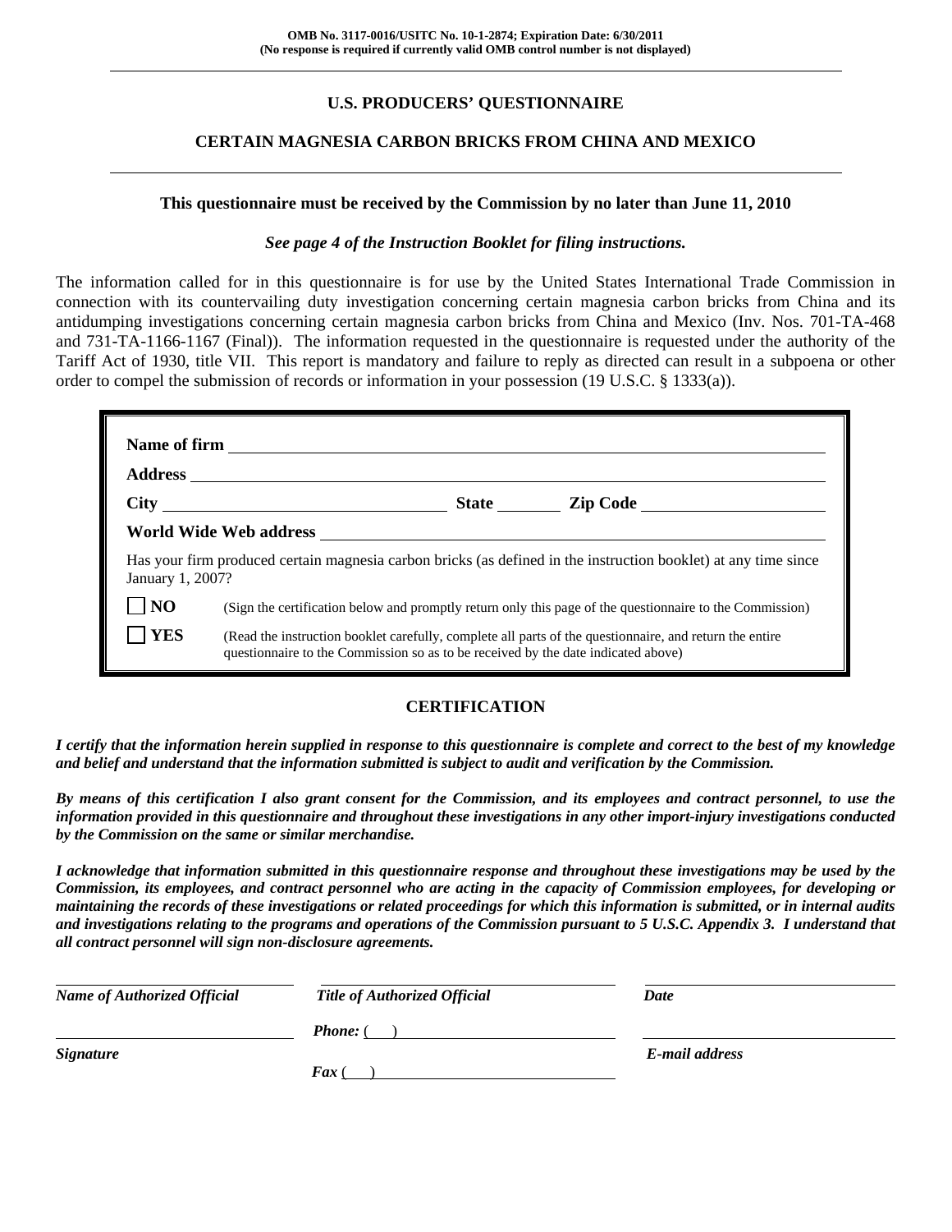OMB No. 3117-0016/USITC No. 10-1-2874; Expiration Date: 6/30/2011
(No response is required if currently valid OMB control number is not displayed)

## U.S. PRODUCERS' QUESTIONNAIRE

## CERTAIN MAGNESIA CARBON BRICKS FROM CHINA AND MEXICO

**This questionnaire must be received by the Commission by no later than June 11, 2010**

***See page 4 of the Instruction Booklet for filing instructions.***

The information called for in this questionnaire is for use by the United States International Trade Commission in connection with its countervailing duty investigation concerning certain magnesia carbon bricks from China and its antidumping investigations concerning certain magnesia carbon bricks from China and Mexico (Inv. Nos. 701-TA-468 and 731-TA-1166-1167 (Final)). The information requested in the questionnaire is requested under the authority of the Tariff Act of 1930, title VII. This report is mandatory and failure to reply as directed can result in a subpoena or other order to compel the submission of records or information in your possession (19 U.S.C. § 1333(a)).

**Name of firm** ______________________________

**Address** ______________________________

**City** ______________ **State** ________ **Zip Code** ______________

**World Wide Web address** ______________________________

Has your firm produced certain magnesia carbon bricks (as defined in the instruction booklet) at any time since January 1, 2007?

☐ **NO** (Sign the certification below and promptly return only this page of the questionnaire to the Commission)

☐ **YES** (Read the instruction booklet carefully, complete all parts of the questionnaire, and return the entire questionnaire to the Commission so as to be received by the date indicated above)

## CERTIFICATION

***I certify that the information herein supplied in response to this questionnaire is complete and correct to the best of my knowledge and belief and understand that the information submitted is subject to audit and verification by the Commission.***

***By means of this certification I also grant consent for the Commission, and its employees and contract personnel, to use the information provided in this questionnaire and throughout these investigations in any other import-injury investigations conducted by the Commission on the same or similar merchandise.***

***I acknowledge that information submitted in this questionnaire response and throughout these investigations may be used by the Commission, its employees, and contract personnel who are acting in the capacity of Commission employees, for developing or maintaining the records of these investigations or related proceedings for which this information is submitted, or in internal audits and investigations relating to the programs and operations of the Commission pursuant to 5 U.S.C. Appendix 3. I understand that all contract personnel will sign non-disclosure agreements.***

| ______________________ | ______________________ | ______________________ |
|---|---|---|
| ***Name of Authorized Official*** | ***Title of Authorized Official*** | ***Date*** |
| ______________________ | ***Phone:*** ( ) ______________ | ______________________ |
| ***Signature*** | ***Fax*** ( ) ______________ | ***E-mail address*** |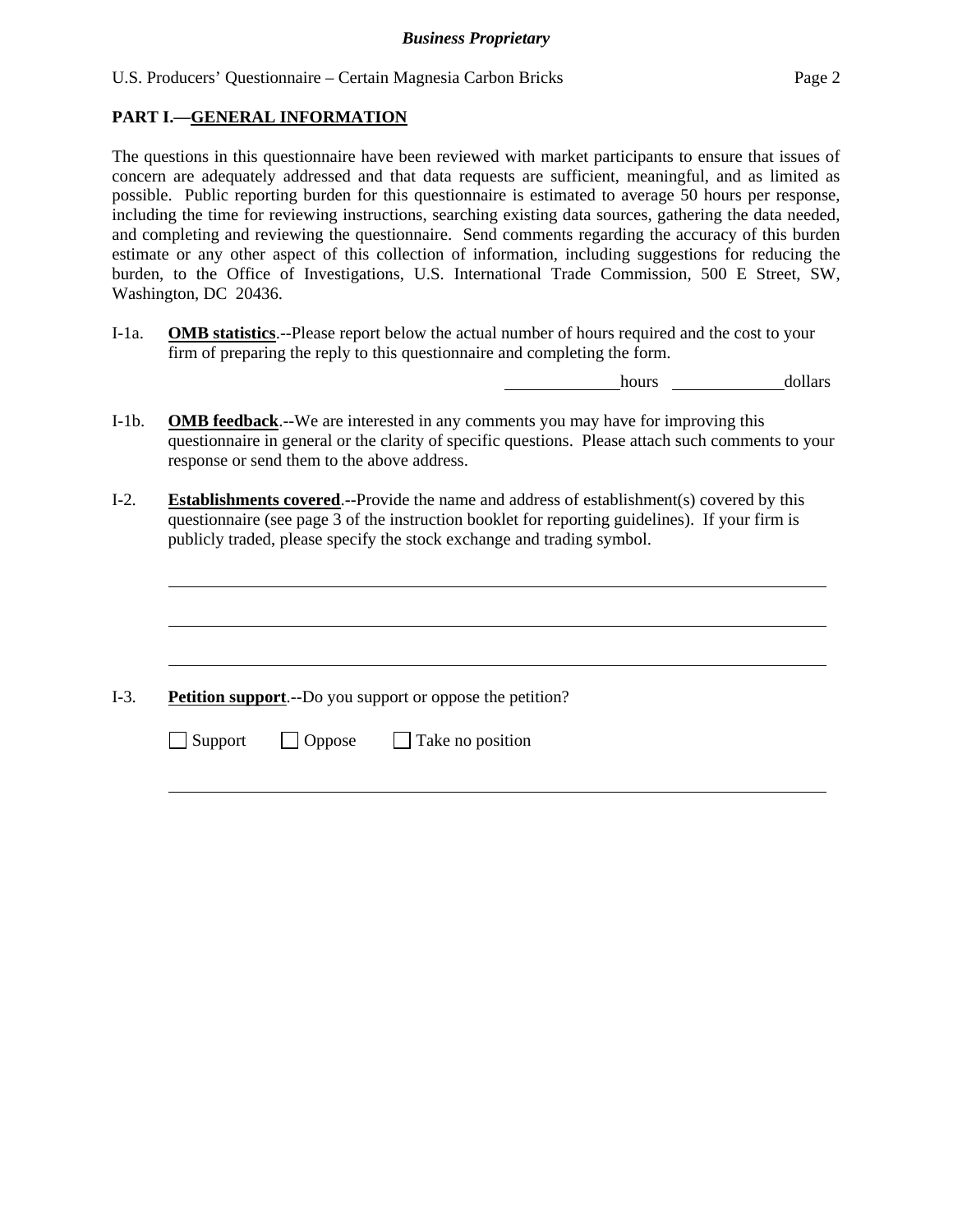## PART I.—GENERAL INFORMATION

The questions in this questionnaire have been reviewed with market participants to ensure that issues of concern are adequately addressed and that data requests are sufficient, meaningful, and as limited as possible. Public reporting burden for this questionnaire is estimated to average 50 hours per response, including the time for reviewing instructions, searching existing data sources, gathering the data needed, and completing and reviewing the questionnaire. Send comments regarding the accuracy of this burden estimate or any other aspect of this collection of information, including suggestions for reducing the burden, to the Office of Investigations, U.S. International Trade Commission, 500 E Street, SW, Washington, DC 20436.

I-1a. **OMB statistics**.--Please report below the actual number of hours required and the cost to your firm of preparing the reply to this questionnaire and completing the form.

______________ hours ______________ dollars

I-1b. **OMB feedback**.--We are interested in any comments you may have for improving this questionnaire in general or the clarity of specific questions. Please attach such comments to your response or send them to the above address.

I-2. **Establishments covered**.--Provide the name and address of establishment(s) covered by this questionnaire (see page 3 of the instruction booklet for reporting guidelines). If your firm is publicly traded, please specify the stock exchange and trading symbol.

______________________________________________________________________

______________________________________________________________________

______________________________________________________________________

I-3. **Petition support**.--Do you support or oppose the petition?

☐ Support ☐ Oppose ☐ Take no position

______________________________________________________________________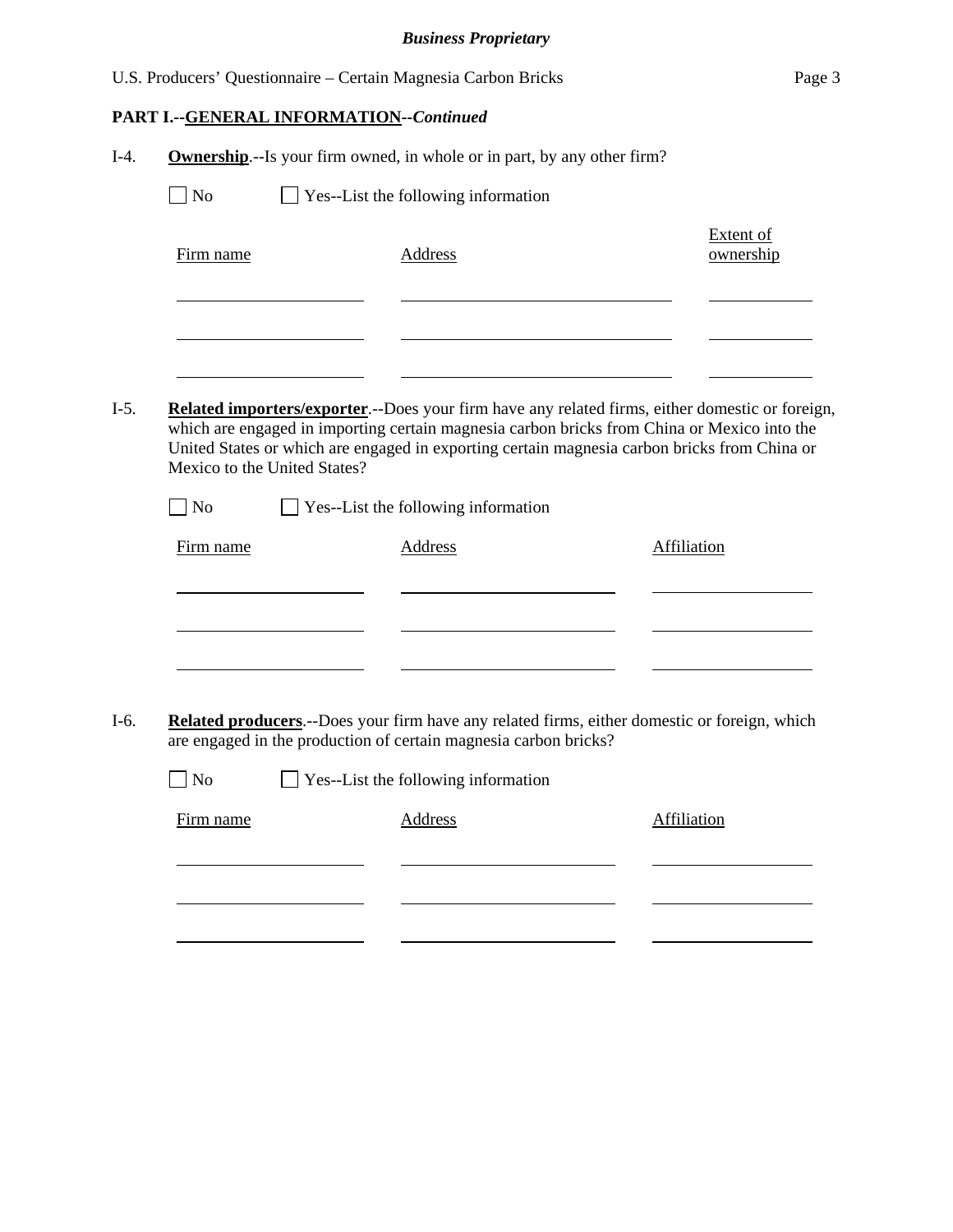**Business Proprietary**

U.S. Producers' Questionnaire – Certain Magnesia Carbon Bricks

**PART I.--GENERAL INFORMATION--*Continued***

I-4. **Ownership**.--Is your firm owned, in whole or in part, by any other firm?

☐ No ☐ Yes--List the following information

| Firm name | Address | Extent of ownership |
|---|---|---|
| | | |
| | | |
| | | |

I-5. **Related importers/exporter**.--Does your firm have any related firms, either domestic or foreign, which are engaged in importing certain magnesia carbon bricks from China or Mexico into the United States or which are engaged in exporting certain magnesia carbon bricks from China or Mexico to the United States?

☐ No ☐ Yes--List the following information

| Firm name | Address | Affiliation |
|---|---|---|
| | | |
| | | |
| | | |

I-6. **Related producers**.--Does your firm have any related firms, either domestic or foreign, which are engaged in the production of certain magnesia carbon bricks?

☐ No ☐ Yes--List the following information

| Firm name | Address | Affiliation |
|---|---|---|
| | | |
| | | |
| | | |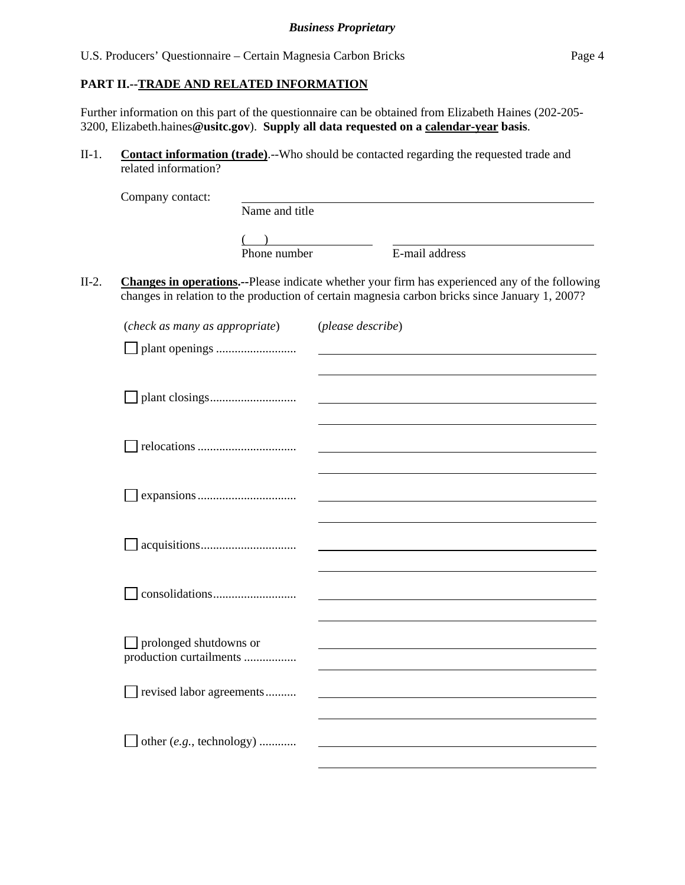## PART II.--TRADE AND RELATED INFORMATION

Further information on this part of the questionnaire can be obtained from Elizabeth Haines (202-205-3200, Elizabeth.haines**@usitc.gov**). **Supply all data requested on a calendar-year basis**.

II-1. **Contact information (trade)**.--Who should be contacted regarding the requested trade and related information?

Company contact: ______________________________
Name and title

(    ) ____________________    ______________________________
Phone number    E-mail address

II-2. **Changes in operations.--**Please indicate whether your firm has experienced any of the following changes in relation to the production of certain magnesia carbon bricks since January 1, 2007?

| (*check as many as appropriate*) | (*please describe*) |
|---|---|
| ☐ plant openings .......................... | |
| ☐ plant closings............................ | |
| ☐ relocations ................................ | |
| ☐ expansions................................ | |
| ☐ acquisitions............................... | |
| ☐ consolidations........................... | |
| ☐ prolonged shutdowns or production curtailments ................. | |
| ☐ revised labor agreements.......... | |
| ☐ other (*e.g.*, technology) ............ | |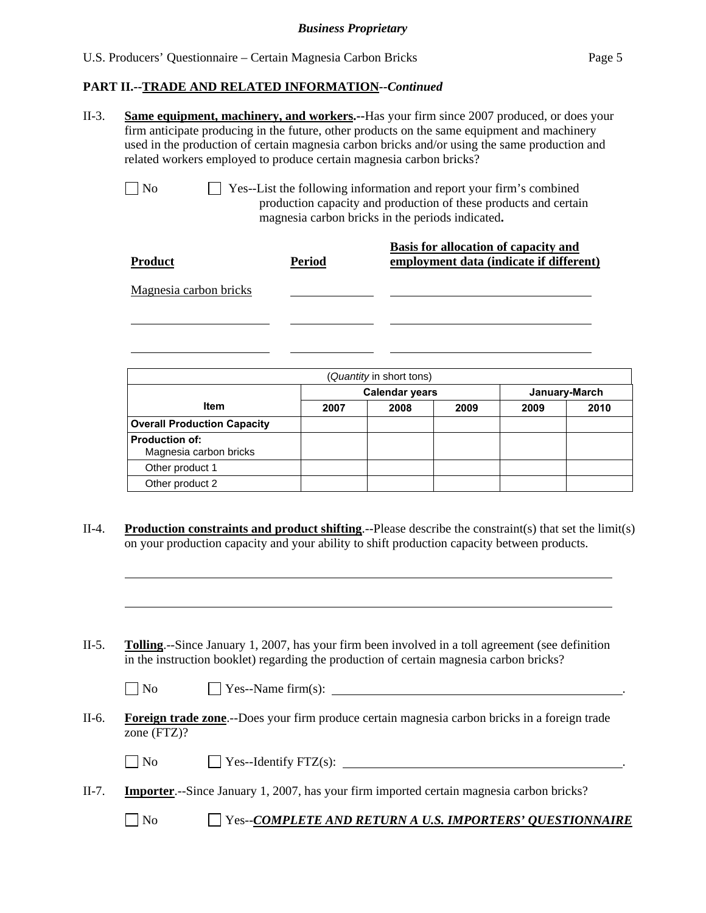**PART II.--TRADE AND RELATED INFORMATION--*Continued***

II-3. **Same equipment, machinery, and workers.**--Has your firm since 2007 produced, or does your firm anticipate producing in the future, other products on the same equipment and machinery used in the production of certain magnesia carbon bricks and/or using the same production and related workers employed to produce certain magnesia carbon bricks?

☐ No ☐ Yes--List the following information and report your firm's combined production capacity and production of these products and certain magnesia carbon bricks in the periods indicated**.**

| **Product** | **Period** | **Basis for allocation of capacity and employment data (indicate if different)** |
|---|---|---|
| Magnesia carbon bricks | | |
| | | |
| | | |

| (*Quantity* in short tons) | | | | | |
|---|---|---|---|---|---|
| | **Calendar years** | | | **January-March** | |
| **Item** | **2007** | **2008** | **2009** | **2009** | **2010** |
| **Overall Production Capacity** | | | | | |
| **Production of:** Magnesia carbon bricks | | | | | |
| Other product 1 | | | | | |
| Other product 2 | | | | | |

II-4. **Production constraints and product shifting**.--Please describe the constraint(s) that set the limit(s) on your production capacity and your ability to shift production capacity between products.

II-5. **Tolling**.--Since January 1, 2007, has your firm been involved in a toll agreement (see definition in the instruction booklet) regarding the production of certain magnesia carbon bricks?

☐ No ☐ Yes--Name firm(s): ______________________.

II-6. **Foreign trade zone**.--Does your firm produce certain magnesia carbon bricks in a foreign trade zone (FTZ)?

☐ No ☐ Yes--Identify FTZ(s): ______________________.

II-7. **Importer**.--Since January 1, 2007, has your firm imported certain magnesia carbon bricks?

☐ No ☐ Yes--***COMPLETE AND RETURN A U.S. IMPORTERS' QUESTIONNAIRE***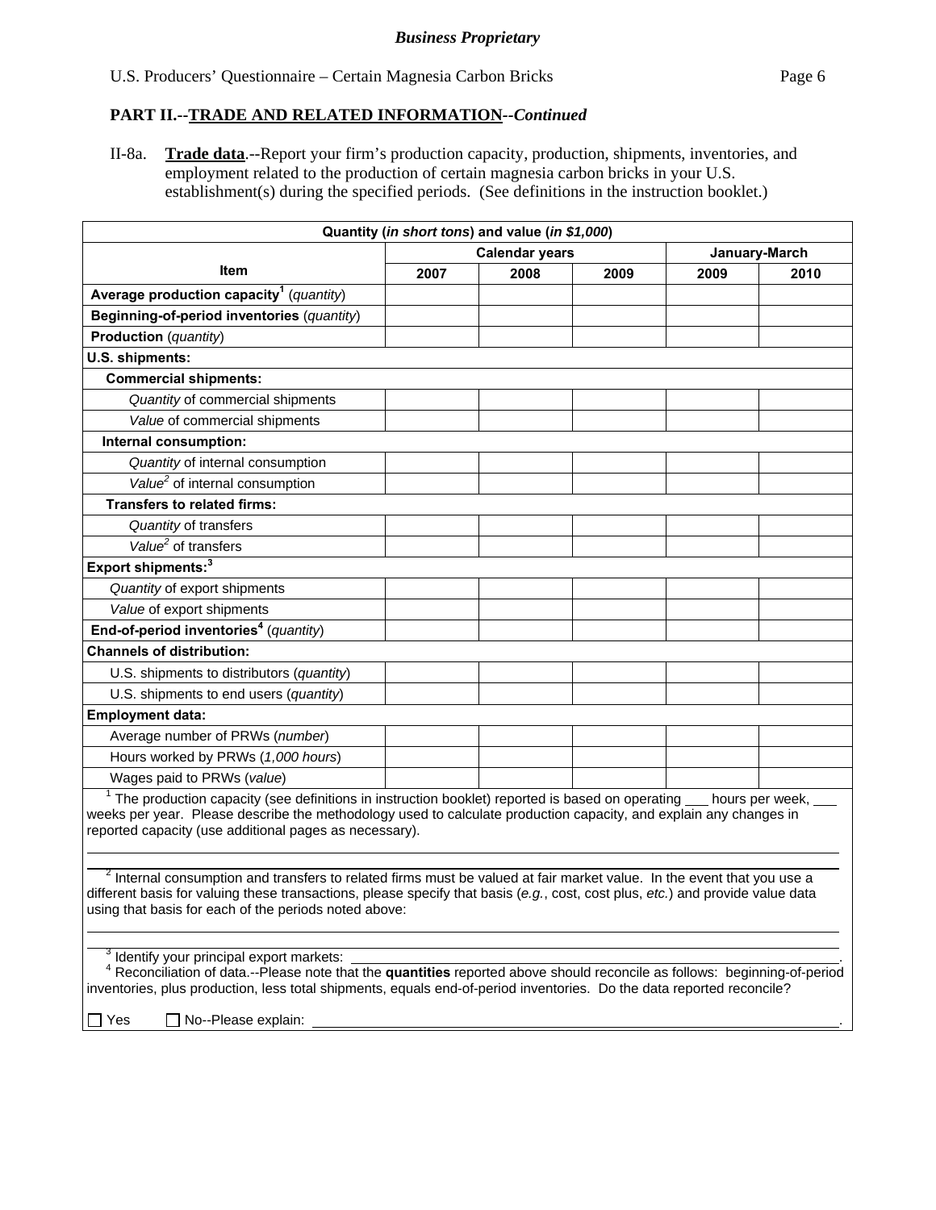**Business Proprietary**

## PART II.--TRADE AND RELATED INFORMATION--*Continued*

II-8a. **Trade data**.--Report your firm's production capacity, production, shipments, inventories, and employment related to the production of certain magnesia carbon bricks in your U.S. establishment(s) during the specified periods. (See definitions in the instruction booklet.)

| Quantity (*in short tons*) and value (*in $1,000*) | | | | | |
|---|---|---|---|---|---|
| **Item** | **Calendar years** | | | **January-March** | |
| | **2007** | **2008** | **2009** | **2009** | **2010** |
| **Average production capacity**[1] (*quantity*) | | | | | |
| **Beginning-of-period inventories** (*quantity*) | | | | | |
| **Production** (*quantity*) | | | | | |
| **U.S. shipments:** | | | | | |
| **Commercial shipments:** | | | | | |
| *Quantity* of commercial shipments | | | | | |
| *Value* of commercial shipments | | | | | |
| **Internal consumption:** | | | | | |
| *Quantity* of internal consumption | | | | | |
| *Value*[2] of internal consumption | | | | | |
| **Transfers to related firms:** | | | | | |
| *Quantity* of transfers | | | | | |
| *Value*[2] of transfers | | | | | |
| **Export shipments:**[3] | | | | | |
| *Quantity* of export shipments | | | | | |
| *Value* of export shipments | | | | | |
| **End-of-period inventories**[4] (*quantity*) | | | | | |
| **Channels of distribution:** | | | | | |
| U.S. shipments to distributors (*quantity*) | | | | | |
| U.S. shipments to end users (*quantity*) | | | | | |
| **Employment data:** | | | | | |
| Average number of PRWs (*number*) | | | | | |
| Hours worked by PRWs (*1,000 hours*) | | | | | |
| Wages paid to PRWs (*value*) | | | | | |

[1] The production capacity (see definitions in instruction booklet) reported is based on operating ___ hours per week, ___ weeks per year. Please describe the methodology used to calculate production capacity, and explain any changes in reported capacity (use additional pages as necessary).

______________________________________________________________________

[2] Internal consumption and transfers to related firms must be valued at fair market value. In the event that you use a different basis for valuing these transactions, please specify that basis (*e.g.*, cost, cost plus, *etc.*) and provide value data using that basis for each of the periods noted above:

______________________________________________________________________

[3] Identify your principal export markets: ______________________________________.

[4] Reconciliation of data.--Please note that the **quantities** reported above should reconcile as follows: beginning-of-period inventories, plus production, less total shipments, equals end-of-period inventories. Do the data reported reconcile?

☐ Yes ☐ No--Please explain: ______________________________________.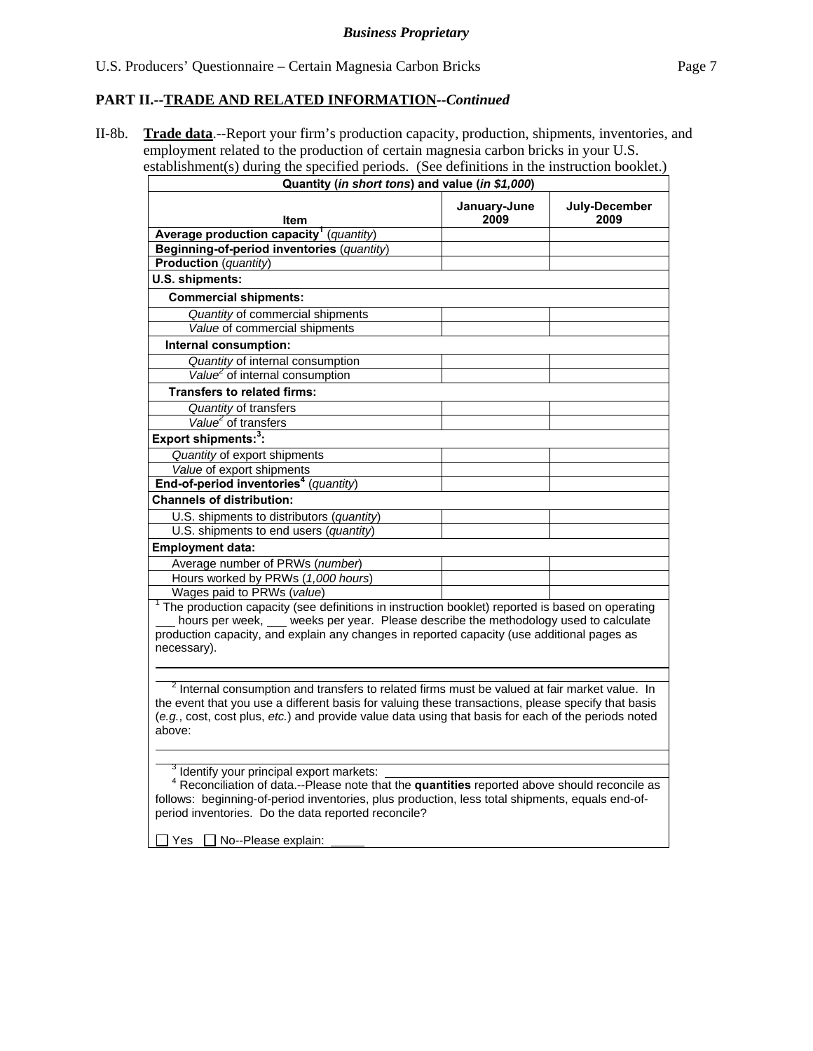**Business Proprietary**

U.S. Producers' Questionnaire – Certain Magnesia Carbon Bricks

## PART II.--TRADE AND RELATED INFORMATION--*Continued*

II-8b. **Trade data**.--Report your firm's production capacity, production, shipments, inventories, and employment related to the production of certain magnesia carbon bricks in your U.S. establishment(s) during the specified periods. (See definitions in the instruction booklet.)

| Quantity (*in short tons*) and value (*in $1,000*) | | |
|---|---|---|
| **Item** | **January-June 2009** | **July-December 2009** |
| **Average production capacity**[1] (*quantity*) | | |
| **Beginning-of-period inventories** (*quantity*) | | |
| **Production** (*quantity*) | | |
| **U.S. shipments:** | | |
| **Commercial shipments:** | | |
| *Quantity* of commercial shipments | | |
| *Value* of commercial shipments | | |
| **Internal consumption:** | | |
| *Quantity* of internal consumption | | |
| *Value*[2] of internal consumption | | |
| **Transfers to related firms:** | | |
| *Quantity* of transfers | | |
| *Value*[2] of transfers | | |
| **Export shipments:**[3]**:** | | |
| *Quantity* of export shipments | | |
| *Value* of export shipments | | |
| **End-of-period inventories**[4] (*quantity*) | | |
| **Channels of distribution:** | | |
| U.S. shipments to distributors (*quantity*) | | |
| U.S. shipments to end users (*quantity*) | | |
| **Employment data:** | | |
| Average number of PRWs (*number*) | | |
| Hours worked by PRWs (*1,000 hours*) | | |
| Wages paid to PRWs (*value*) | | |

[1] The production capacity (see definitions in instruction booklet) reported is based on operating ___ hours per week, ___ weeks per year. Please describe the methodology used to calculate production capacity, and explain any changes in reported capacity (use additional pages as necessary).

[2] Internal consumption and transfers to related firms must be valued at fair market value. In the event that you use a different basis for valuing these transactions, please specify that basis (*e.g.*, cost, cost plus, *etc.*) and provide value data using that basis for each of the periods noted above:

[3] Identify your principal export markets: ______

[4] Reconciliation of data.--Please note that the **quantities** reported above should reconcile as follows: beginning-of-period inventories, plus production, less total shipments, equals end-of-period inventories. Do the data reported reconcile?

☐ Yes ☐ No--Please explain: _____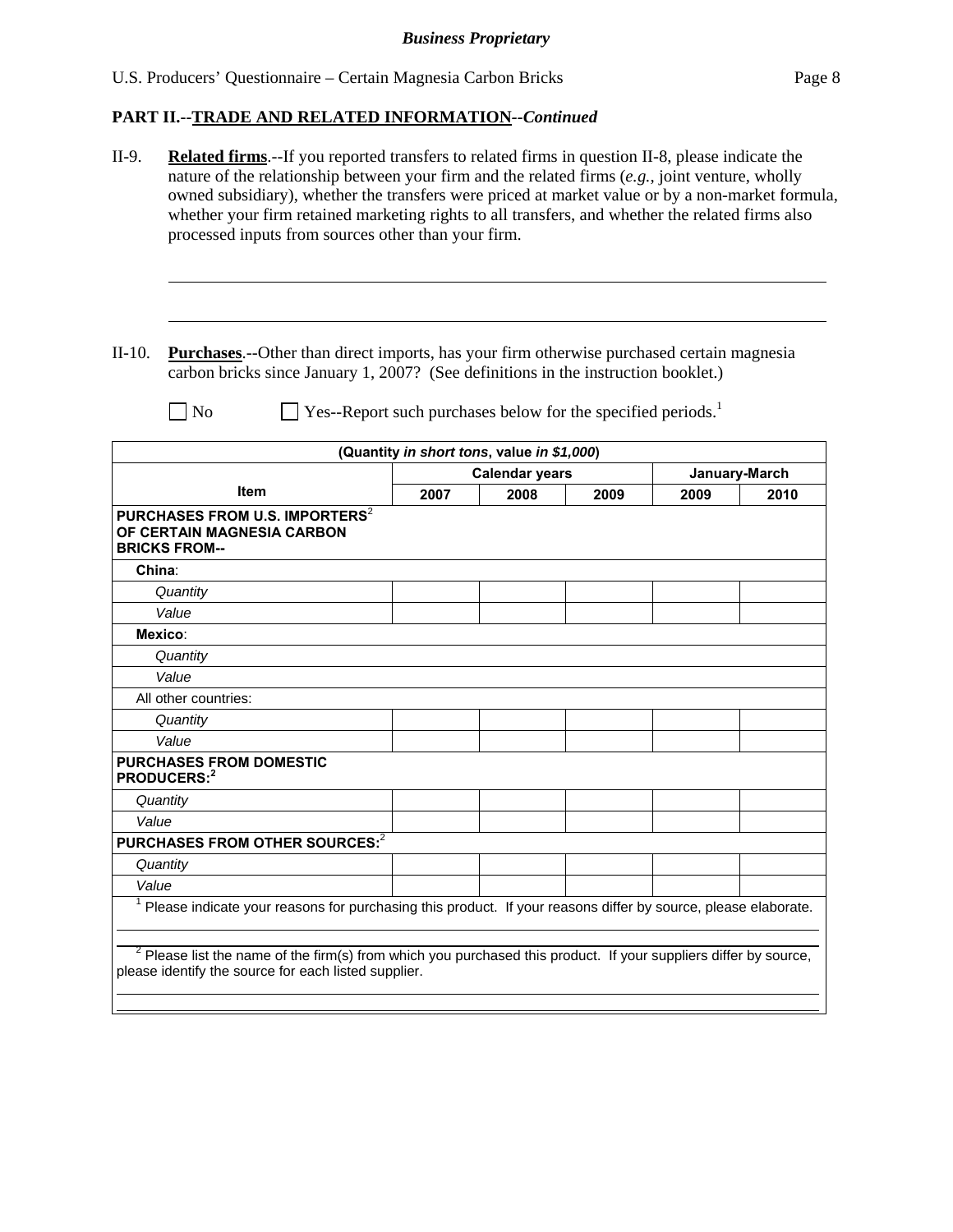**Business Proprietary**

U.S. Producers' Questionnaire – Certain Magnesia Carbon Bricks

## PART II.--TRADE AND RELATED INFORMATION--*Continued*

II-9. **Related firms**.--If you reported transfers to related firms in question II-8, please indicate the nature of the relationship between your firm and the related firms (*e.g.*, joint venture, wholly owned subsidiary), whether the transfers were priced at market value or by a non-market formula, whether your firm retained marketing rights to all transfers, and whether the related firms also processed inputs from sources other than your firm.

______________________________________________________________________

______________________________________________________________________

II-10. **Purchases**.--Other than direct imports, has your firm otherwise purchased certain magnesia carbon bricks since January 1, 2007? (See definitions in the instruction booklet.)

☐ No ☐ Yes--Report such purchases below for the specified periods.[1]

| (Quantity *in short tons*, value *in $1,000*) | | | | | |
|---|---|---|---|---|---|
| Item | Calendar years | | | January-March | |
| | 2007 | 2008 | 2009 | 2009 | 2010 |
| **PURCHASES FROM U.S. IMPORTERS[2] OF CERTAIN MAGNESIA CARBON BRICKS FROM--** | | | | | |
| **China**: | | | | | |
| *Quantity* | | | | | |
| *Value* | | | | | |
| **Mexico**: | | | | | |
| *Quantity* | | | | | |
| *Value* | | | | | |
| All other countries: | | | | | |
| *Quantity* | | | | | |
| *Value* | | | | | |
| **PURCHASES FROM DOMESTIC PRODUCERS:[2]** | | | | | |
| *Quantity* | | | | | |
| *Value* | | | | | |
| **PURCHASES FROM OTHER SOURCES:[2]** | | | | | |
| *Quantity* | | | | | |
| *Value* | | | | | |

[1] Please indicate your reasons for purchasing this product. If your reasons differ by source, please elaborate.

______________________________________________________________________

[2] Please list the name of the firm(s) from which you purchased this product. If your suppliers differ by source, please identify the source for each listed supplier.

______________________________________________________________________

______________________________________________________________________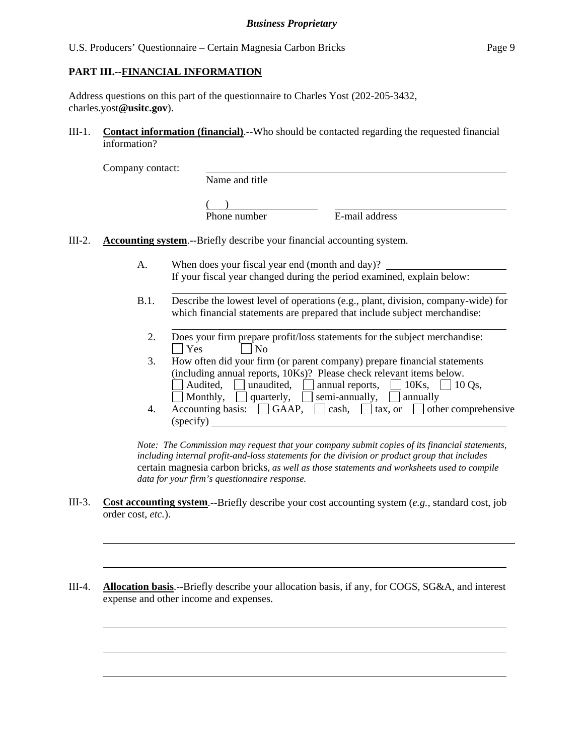## PART III.--FINANCIAL INFORMATION

Address questions on this part of the questionnaire to Charles Yost (202-205-3432, charles.yost**@usitc.gov**).

III-1. **Contact information (financial)**.--Who should be contacted regarding the requested financial information?

Company contact: ______________________________
Name and title

(     ) ____________________  ______________________________
Phone number  E-mail address

III-2. **Accounting system**.--Briefly describe your financial accounting system.

A. When does your fiscal year end (month and day)? ____________________
If your fiscal year changed during the period examined, explain below:

______________________________________________________________

B.1. Describe the lowest level of operations (e.g., plant, division, company-wide) for which financial statements are prepared that include subject merchandise:

______________________________________________________________

2. Does your firm prepare profit/loss statements for the subject merchandise:
☐ Yes ☐ No

3. How often did your firm (or parent company) prepare financial statements (including annual reports, 10Ks)? Please check relevant items below.
☐ Audited, ☐ unaudited, ☐ annual reports, ☐ 10Ks, ☐ 10 Qs,
☐ Monthly, ☐ quarterly, ☐ semi-annually, ☐ annually

4. Accounting basis: ☐ GAAP, ☐ cash, ☐ tax, or ☐ other comprehensive (specify) ____________________________________________

*Note: The Commission may request that your company submit copies of its financial statements, including internal profit-and-loss statements for the division or product group that includes* certain magnesia carbon bricks*, as well as those statements and worksheets used to compile data for your firm's questionnaire response.*

III-3. **Cost accounting system**.--Briefly describe your cost accounting system (*e.g.*, standard cost, job order cost, *etc.*).

______________________________________________________________

______________________________________________________________

III-4. **Allocation basis**.--Briefly describe your allocation basis, if any, for COGS, SG&A, and interest expense and other income and expenses.

______________________________________________________________

______________________________________________________________

______________________________________________________________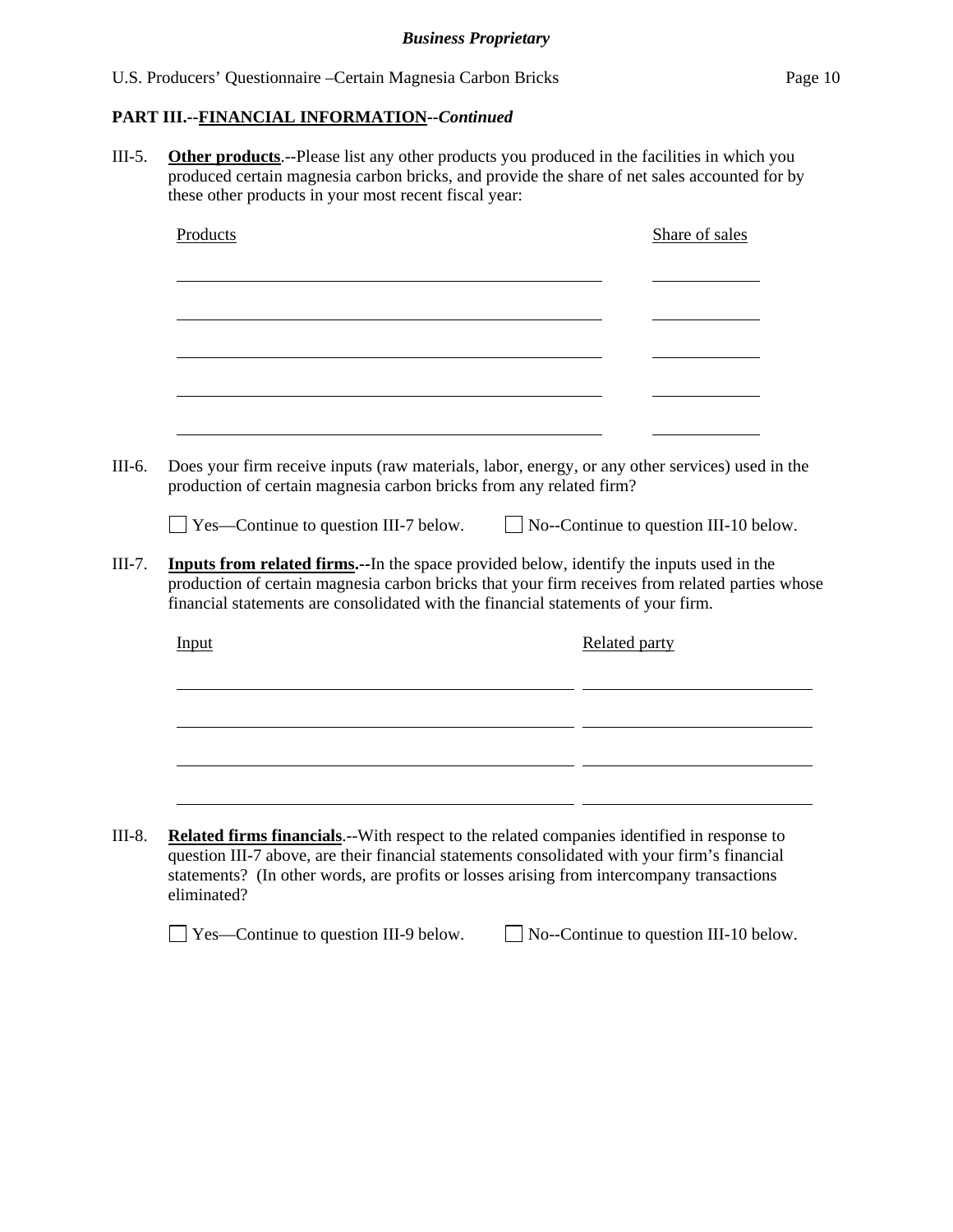*Business Proprietary*

## PART III.--FINANCIAL INFORMATION--*Continued*

III-5. **Other products**.--Please list any other products you produced in the facilities in which you produced certain magnesia carbon bricks, and provide the share of net sales accounted for by these other products in your most recent fiscal year:

| Products | Share of sales |
|---|---|
| | |
| | |
| | |
| | |
| | |

III-6. Does your firm receive inputs (raw materials, labor, energy, or any other services) used in the production of certain magnesia carbon bricks from any related firm?

☐ Yes—Continue to question III-7 below. ☐ No--Continue to question III-10 below.

III-7. **Inputs from related firms.**--In the space provided below, identify the inputs used in the production of certain magnesia carbon bricks that your firm receives from related parties whose financial statements are consolidated with the financial statements of your firm.

| Input | Related party |
|---|---|
| | |
| | |
| | |
| | |

III-8. **Related firms financials**.--With respect to the related companies identified in response to question III-7 above, are their financial statements consolidated with your firm's financial statements? (In other words, are profits or losses arising from intercompany transactions eliminated?

☐ Yes—Continue to question III-9 below. ☐ No--Continue to question III-10 below.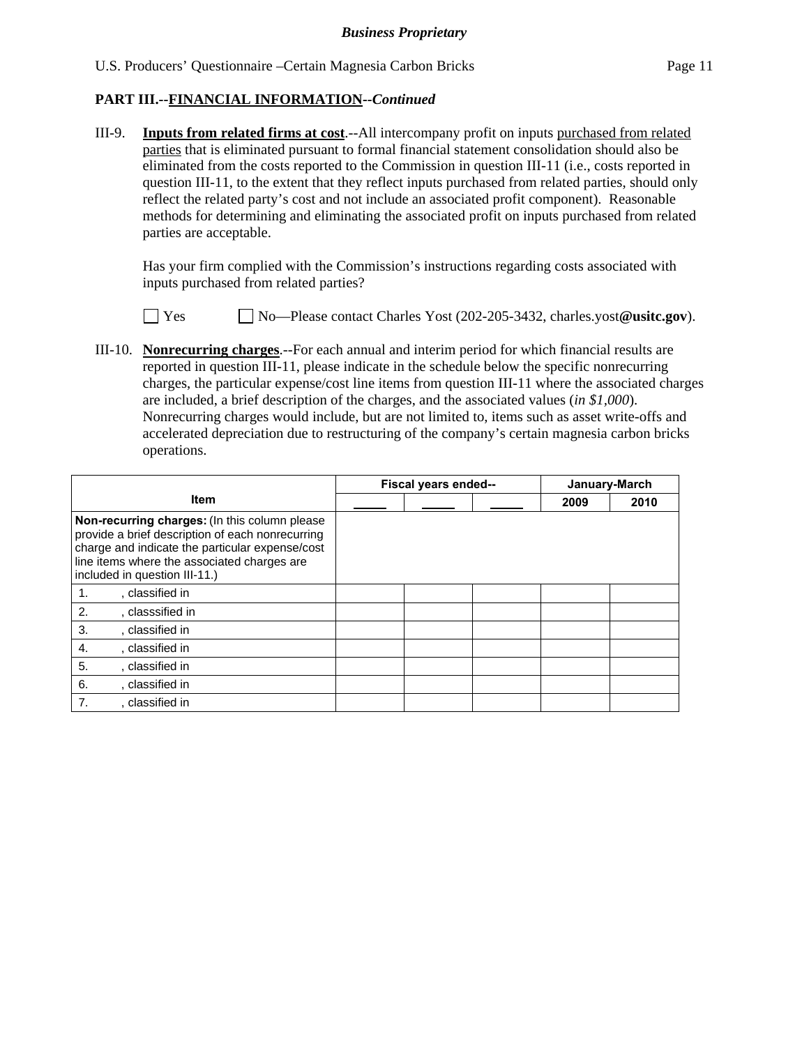**PART III.--FINANCIAL INFORMATION--*Continued***

III-9. **Inputs from related firms at cost**.--All intercompany profit on inputs purchased from related parties that is eliminated pursuant to formal financial statement consolidation should also be eliminated from the costs reported to the Commission in question III-11 (i.e., costs reported in question III-11, to the extent that they reflect inputs purchased from related parties, should only reflect the related party's cost and not include an associated profit component). Reasonable methods for determining and eliminating the associated profit on inputs purchased from related parties are acceptable.

Has your firm complied with the Commission's instructions regarding costs associated with inputs purchased from related parties?

☐ Yes ☐ No—Please contact Charles Yost (202-205-3432, charles.yost**@usitc.gov**).

III-10. **Nonrecurring charges**.--For each annual and interim period for which financial results are reported in question III-11, please indicate in the schedule below the specific nonrecurring charges, the particular expense/cost line items from question III-11 where the associated charges are included, a brief description of the charges, and the associated values (*in $1,000*). Nonrecurring charges would include, but are not limited to, items such as asset write-offs and accelerated depreciation due to restructuring of the company's certain magnesia carbon bricks operations.

| Item | Fiscal years ended-- | | | January-March | |
|---|---|---|---|---|---|
| | ____ | ____ | ____ | 2009 | 2010 |
| **Non-recurring charges:** (In this column please provide a brief description of each nonrecurring charge and indicate the particular expense/cost line items where the associated charges are included in question III-11.) | | | | | |
| 1. , classified in | | | | | |
| 2. , classsified in | | | | | |
| 3. , classified in | | | | | |
| 4. , classified in | | | | | |
| 5. , classified in | | | | | |
| 6. , classified in | | | | | |
| 7. , classified in | | | | | |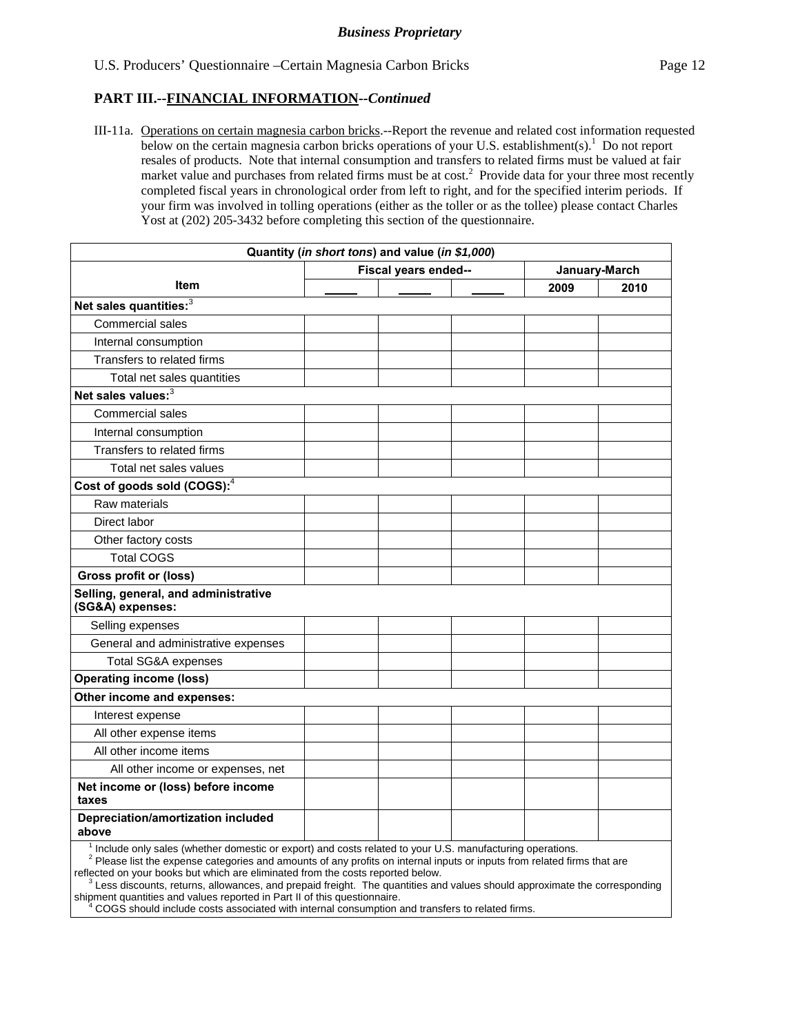*Business Proprietary*

U.S. Producers' Questionnaire –Certain Magnesia Carbon Bricks

## PART III.--FINANCIAL INFORMATION--*Continued*

III-11a. Operations on certain magnesia carbon bricks.--Report the revenue and related cost information requested below on the certain magnesia carbon bricks operations of your U.S. establishment(s).[1] Do not report resales of products. Note that internal consumption and transfers to related firms must be valued at fair market value and purchases from related firms must be at cost.[2] Provide data for your three most recently completed fiscal years in chronological order from left to right, and for the specified interim periods. If your firm was involved in tolling operations (either as the toller or as the tollee) please contact Charles Yost at (202) 205-3432 before completing this section of the questionnaire.

| Quantity (*in short tons*) and value (*in $1,000*) | | | | | |
|---|---|---|---|---|---|
| | Fiscal years ended-- | | | January-March | |
| **Item** | _____ | _____ | _____ | **2009** | **2010** |
| **Net sales quantities:**[3] | | | | | |
| Commercial sales | | | | | |
| Internal consumption | | | | | |
| Transfers to related firms | | | | | |
| Total net sales quantities | | | | | |
| **Net sales values:**[3] | | | | | |
| Commercial sales | | | | | |
| Internal consumption | | | | | |
| Transfers to related firms | | | | | |
| Total net sales values | | | | | |
| **Cost of goods sold (COGS):**[4] | | | | | |
| Raw materials | | | | | |
| Direct labor | | | | | |
| Other factory costs | | | | | |
| Total COGS | | | | | |
| **Gross profit or (loss)** | | | | | |
| **Selling, general, and administrative (SG&A) expenses:** | | | | | |
| Selling expenses | | | | | |
| General and administrative expenses | | | | | |
| Total SG&A expenses | | | | | |
| **Operating income (loss)** | | | | | |
| **Other income and expenses:** | | | | | |
| Interest expense | | | | | |
| All other expense items | | | | | |
| All other income items | | | | | |
| All other income or expenses, net | | | | | |
| **Net income or (loss) before income taxes** | | | | | |
| **Depreciation/amortization included above** | | | | | |

[1] Include only sales (whether domestic or export) and costs related to your U.S. manufacturing operations.
[2] Please list the expense categories and amounts of any profits on internal inputs or inputs from related firms that are reflected on your books but which are eliminated from the costs reported below.
[3] Less discounts, returns, allowances, and prepaid freight. The quantities and values should approximate the corresponding shipment quantities and values reported in Part II of this questionnaire.
[4] COGS should include costs associated with internal consumption and transfers to related firms.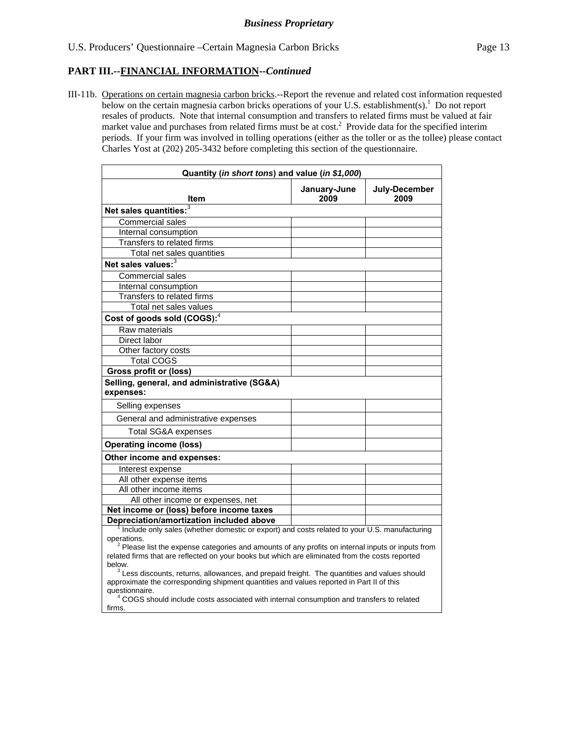*Business Proprietary*

U.S. Producers' Questionnaire –Certain Magnesia Carbon Bricks

## PART III.--FINANCIAL INFORMATION--*Continued*

III-11b. Operations on certain magnesia carbon bricks.--Report the revenue and related cost information requested below on the certain magnesia carbon bricks operations of your U.S. establishment(s).[1] Do not report resales of products. Note that internal consumption and transfers to related firms must be valued at fair market value and purchases from related firms must be at cost.[2] Provide data for the specified interim periods. If your firm was involved in tolling operations (either as the toller or as the tollee) please contact Charles Yost at (202) 205-3432 before completing this section of the questionnaire.

| Quantity (*in short tons*) and value (*in $1,000*) | | |
|---|---|---|
| **Item** | **January-June 2009** | **July-December 2009** |
| **Net sales quantities:**[3] | | |
| Commercial sales | | |
| Internal consumption | | |
| Transfers to related firms | | |
| Total net sales quantities | | |
| **Net sales values:**[3] | | |
| Commercial sales | | |
| Internal consumption | | |
| Transfers to related firms | | |
| Total net sales values | | |
| **Cost of goods sold (COGS):**[4] | | |
| Raw materials | | |
| Direct labor | | |
| Other factory costs | | |
| Total COGS | | |
| **Gross profit or (loss)** | | |
| **Selling, general, and administrative (SG&A) expenses:** | | |
| Selling expenses | | |
| General and administrative expenses | | |
| Total SG&A expenses | | |
| **Operating income (loss)** | | |
| **Other income and expenses:** | | |
| Interest expense | | |
| All other expense items | | |
| All other income items | | |
| All other income or expenses, net | | |
| **Net income or (loss) before income taxes** | | |
| **Depreciation/amortization included above** | | |

[1] Include only sales (whether domestic or export) and costs related to your U.S. manufacturing operations.

[2] Please list the expense categories and amounts of any profits on internal inputs or inputs from related firms that are reflected on your books but which are eliminated from the costs reported below.

[3] Less discounts, returns, allowances, and prepaid freight. The quantities and values should approximate the corresponding shipment quantities and values reported in Part II of this questionnaire.

[4] COGS should include costs associated with internal consumption and transfers to related firms.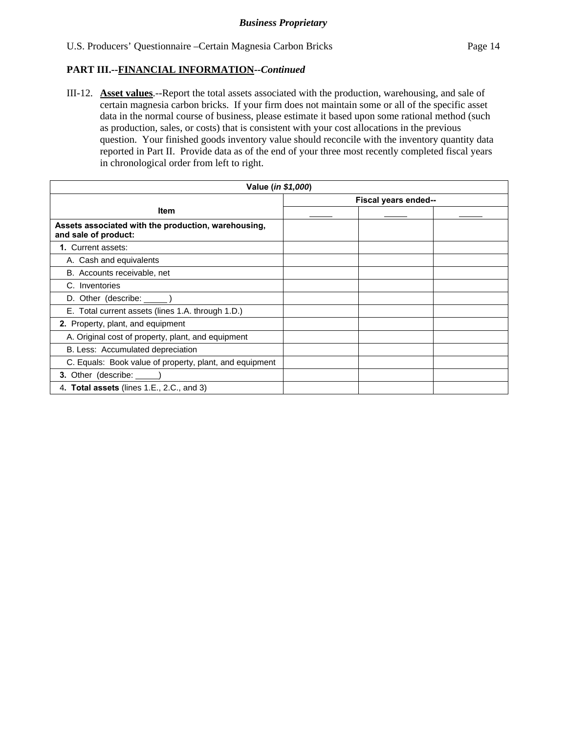**PART III.--FINANCIAL INFORMATION--*Continued***

III-12. **Asset values**.--Report the total assets associated with the production, warehousing, and sale of certain magnesia carbon bricks. If your firm does not maintain some or all of the specific asset data in the normal course of business, please estimate it based upon some rational method (such as production, sales, or costs) that is consistent with your cost allocations in the previous question. Your finished goods inventory value should reconcile with the inventory quantity data reported in Part II. Provide data as of the end of your three most recently completed fiscal years in chronological order from left to right.

| Value (*in $1,000*) | | | |
|---|---|---|---|
| Item | Fiscal years ended-- | | |
| | _____ | _____ | _____ |
| **Assets associated with the production, warehousing, and sale of product:** | | | |
| **1.** Current assets: | | | |
| A. Cash and equivalents | | | |
| B. Accounts receivable, net | | | |
| C. Inventories | | | |
| D. Other (describe: _____ ) | | | |
| E. Total current assets (lines 1.A. through 1.D.) | | | |
| **2.** Property, plant, and equipment | | | |
| A. Original cost of property, plant, and equipment | | | |
| B. Less: Accumulated depreciation | | | |
| C. Equals: Book value of property, plant, and equipment | | | |
| **3.** Other (describe: _____) | | | |
| 4**. Total assets** (lines 1.E., 2.C., and 3) | | | |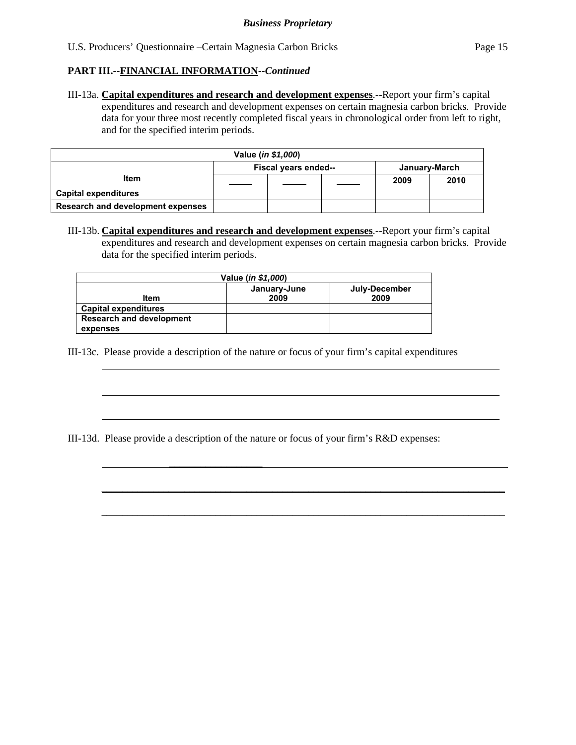*Business Proprietary*

## PART III.--FINANCIAL INFORMATION--*Continued*

III-13a. **Capital expenditures and research and development expenses**.--Report your firm's capital expenditures and research and development expenses on certain magnesia carbon bricks. Provide data for your three most recently completed fiscal years in chronological order from left to right, and for the specified interim periods.

| Value (*in $1,000*) | | | | | |
|---|---|---|---|---|---|
| Item | Fiscal years ended-- | | | January-March | |
| | _____ | _____ | _____ | 2009 | 2010 |
| **Capital expenditures** | | | | | |
| **Research and development expenses** | | | | | |

III-13b. **Capital expenditures and research and development expenses**.--Report your firm's capital expenditures and research and development expenses on certain magnesia carbon bricks. Provide data for the specified interim periods.

| Value (*in $1,000*) | | |
|---|---|---|
| Item | January-June 2009 | July-December 2009 |
| **Capital expenditures** | | |
| **Research and development expenses** | | |

III-13c. Please provide a description of the nature or focus of your firm's capital expenditures

___________________________________________________________________________

___________________________________________________________________________

___________________________________________________________________________

III-13d. Please provide a description of the nature or focus of your firm's R&D expenses:

___________________________________________________________________________

___________________________________________________________________________

___________________________________________________________________________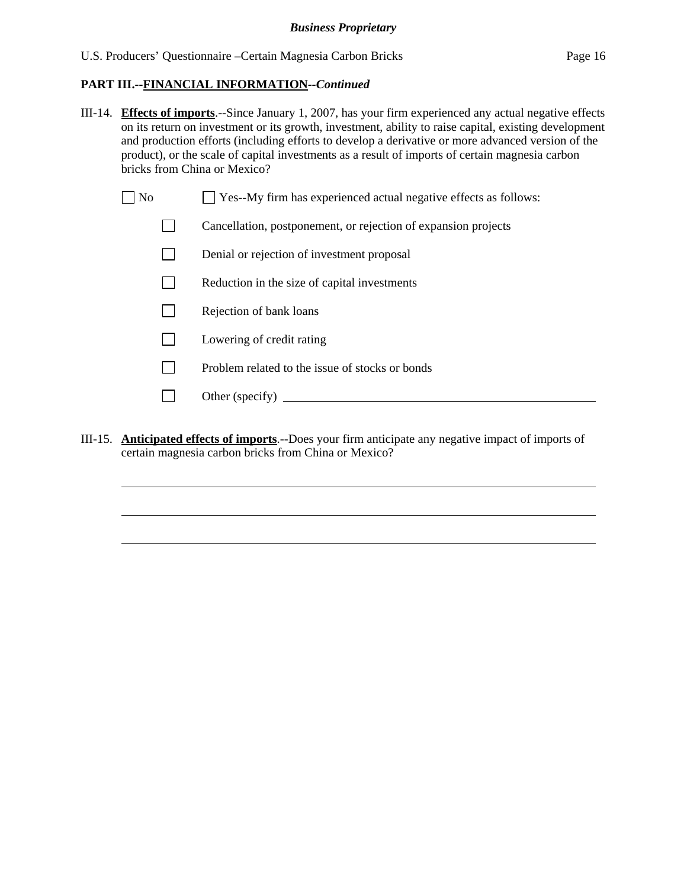**PART III.--<u>FINANCIAL INFORMATION</u>--*Continued***

III-14. **<u>Effects of imports</u>**.--Since January 1, 2007, has your firm experienced any actual negative effects on its return on investment or its growth, investment, ability to raise capital, existing development and production efforts (including efforts to develop a derivative or more advanced version of the product), or the scale of capital investments as a result of imports of certain magnesia carbon bricks from China or Mexico?

☐ No ☐ Yes--My firm has experienced actual negative effects as follows:

- ☐ Cancellation, postponement, or rejection of expansion projects
- ☐ Denial or rejection of investment proposal
- ☐ Reduction in the size of capital investments
- ☐ Rejection of bank loans
- ☐ Lowering of credit rating
- ☐ Problem related to the issue of stocks or bonds
- ☐ Other (specify) ____________________________________________

III-15. **<u>Anticipated effects of imports</u>**.--Does your firm anticipate any negative impact of imports of certain magnesia carbon bricks from China or Mexico?

______________________________________________________________________

______________________________________________________________________

______________________________________________________________________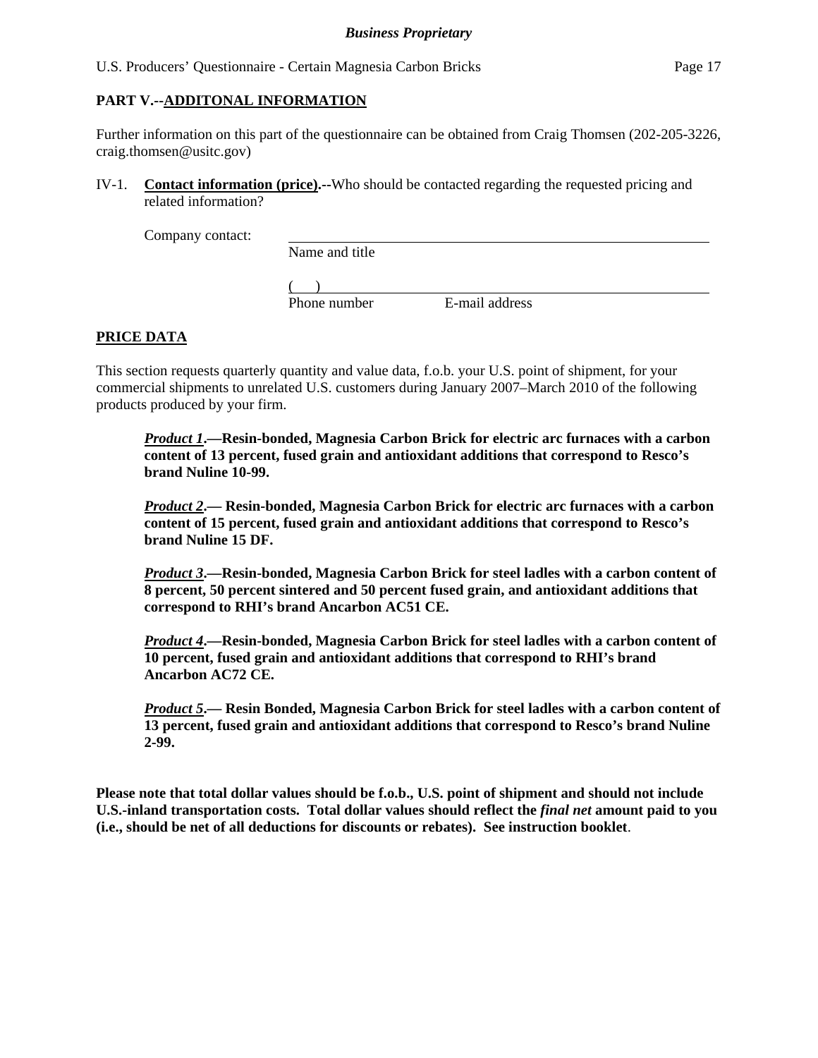## PART V.--ADDITONAL INFORMATION

Further information on this part of the questionnaire can be obtained from Craig Thomsen (202-205-3226, craig.thomsen@usitc.gov)

IV-1. **Contact information (price).--**Who should be contacted regarding the requested pricing and related information?

Company contact: ______________________________________________
Name and title

(     ) ______________________________________________
Phone number          E-mail address

## PRICE DATA

This section requests quarterly quantity and value data, f.o.b. your U.S. point of shipment, for your commercial shipments to unrelated U.S. customers during January 2007–March 2010 of the following products produced by your firm.

> ***Product 1*.—Resin-bonded, Magnesia Carbon Brick for electric arc furnaces with a carbon content of 13 percent, fused grain and antioxidant additions that correspond to Resco's brand Nuline 10-99.**
>
> ***Product 2*.— Resin-bonded, Magnesia Carbon Brick for electric arc furnaces with a carbon content of 15 percent, fused grain and antioxidant additions that correspond to Resco's brand Nuline 15 DF.**
>
> ***Product 3*.—Resin-bonded, Magnesia Carbon Brick for steel ladles with a carbon content of 8 percent, 50 percent sintered and 50 percent fused grain, and antioxidant additions that correspond to RHI's brand Ancarbon AC51 CE.**
>
> ***Product 4*.—Resin-bonded, Magnesia Carbon Brick for steel ladles with a carbon content of 10 percent, fused grain and antioxidant additions that correspond to RHI's brand Ancarbon AC72 CE.**
>
> ***Product 5*.— Resin Bonded, Magnesia Carbon Brick for steel ladles with a carbon content of 13 percent, fused grain and antioxidant additions that correspond to Resco's brand Nuline 2-99.**

**Please note that total dollar values should be f.o.b., U.S. point of shipment and should not include U.S.-inland transportation costs. Total dollar values should reflect the *final net* amount paid to you (i.e., should be net of all deductions for discounts or rebates). See instruction booklet**.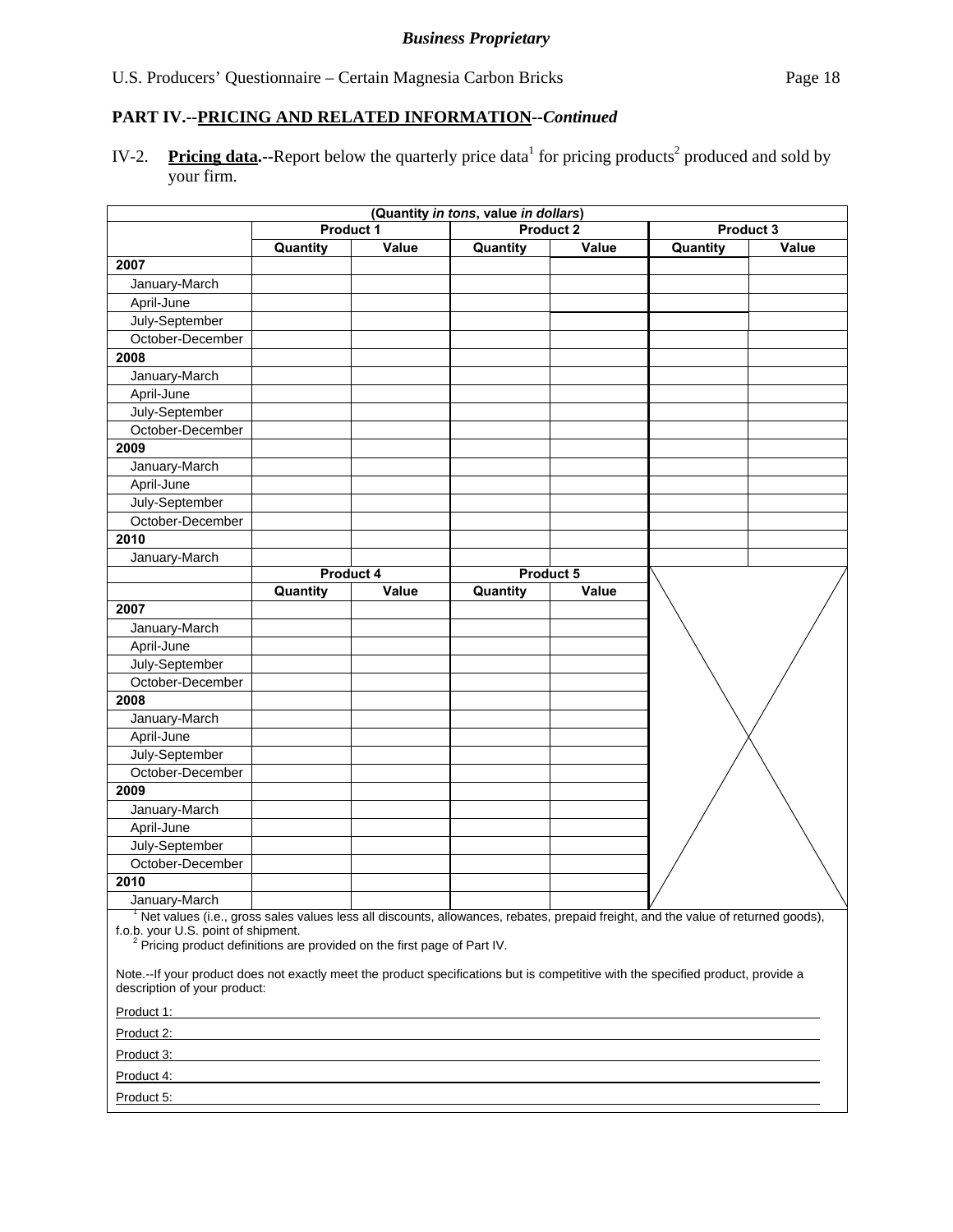*Business Proprietary*

## PART IV.--PRICING AND RELATED INFORMATION--*Continued*

IV-2. **Pricing data.--**Report below the quarterly price data[1] for pricing products[2] produced and sold by your firm.

(Quantity *in tons*, value *in dollars*)

| | Product 1 | | Product 2 | | Product 3 | |
|---|---|---|---|---|---|---|
| | Quantity | Value | Quantity | Value | Quantity | Value |
| **2007** | | | | | | |
| January-March | | | | | | |
| April-June | | | | | | |
| July-September | | | | | | |
| October-December | | | | | | |
| **2008** | | | | | | |
| January-March | | | | | | |
| April-June | | | | | | |
| July-September | | | | | | |
| October-December | | | | | | |
| **2009** | | | | | | |
| January-March | | | | | | |
| April-June | | | | | | |
| July-September | | | | | | |
| October-December | | | | | | |
| **2010** | | | | | | |
| January-March | | | | | | |

| | Product 4 | | Product 5 | |
|---|---|---|---|---|
| | Quantity | Value | Quantity | Value |
| **2007** | | | | |
| January-March | | | | |
| April-June | | | | |
| July-September | | | | |
| October-December | | | | |
| **2008** | | | | |
| January-March | | | | |
| April-June | | | | |
| July-September | | | | |
| October-December | | | | |
| **2009** | | | | |
| January-March | | | | |
| April-June | | | | |
| July-September | | | | |
| October-December | | | | |
| **2010** | | | | |
| January-March | | | | |

[1] Net values (i.e., gross sales values less all discounts, allowances, rebates, prepaid freight, and the value of returned goods), f.o.b. your U.S. point of shipment.

[2] Pricing product definitions are provided on the first page of Part IV.

Note.--If your product does not exactly meet the product specifications but is competitive with the specified product, provide a description of your product:

Product 1: \_\_\_\_\_\_\_\_\_\_\_\_\_\_\_\_\_\_\_\_\_\_\_\_\_\_\_\_\_\_\_\_\_\_\_\_\_\_\_\_

Product 2: \_\_\_\_\_\_\_\_\_\_\_\_\_\_\_\_\_\_\_\_\_\_\_\_\_\_\_\_\_\_\_\_\_\_\_\_\_\_\_\_

Product 3: \_\_\_\_\_\_\_\_\_\_\_\_\_\_\_\_\_\_\_\_\_\_\_\_\_\_\_\_\_\_\_\_\_\_\_\_\_\_\_\_

Product 4: \_\_\_\_\_\_\_\_\_\_\_\_\_\_\_\_\_\_\_\_\_\_\_\_\_\_\_\_\_\_\_\_\_\_\_\_\_\_\_\_

Product 5: \_\_\_\_\_\_\_\_\_\_\_\_\_\_\_\_\_\_\_\_\_\_\_\_\_\_\_\_\_\_\_\_\_\_\_\_\_\_\_\_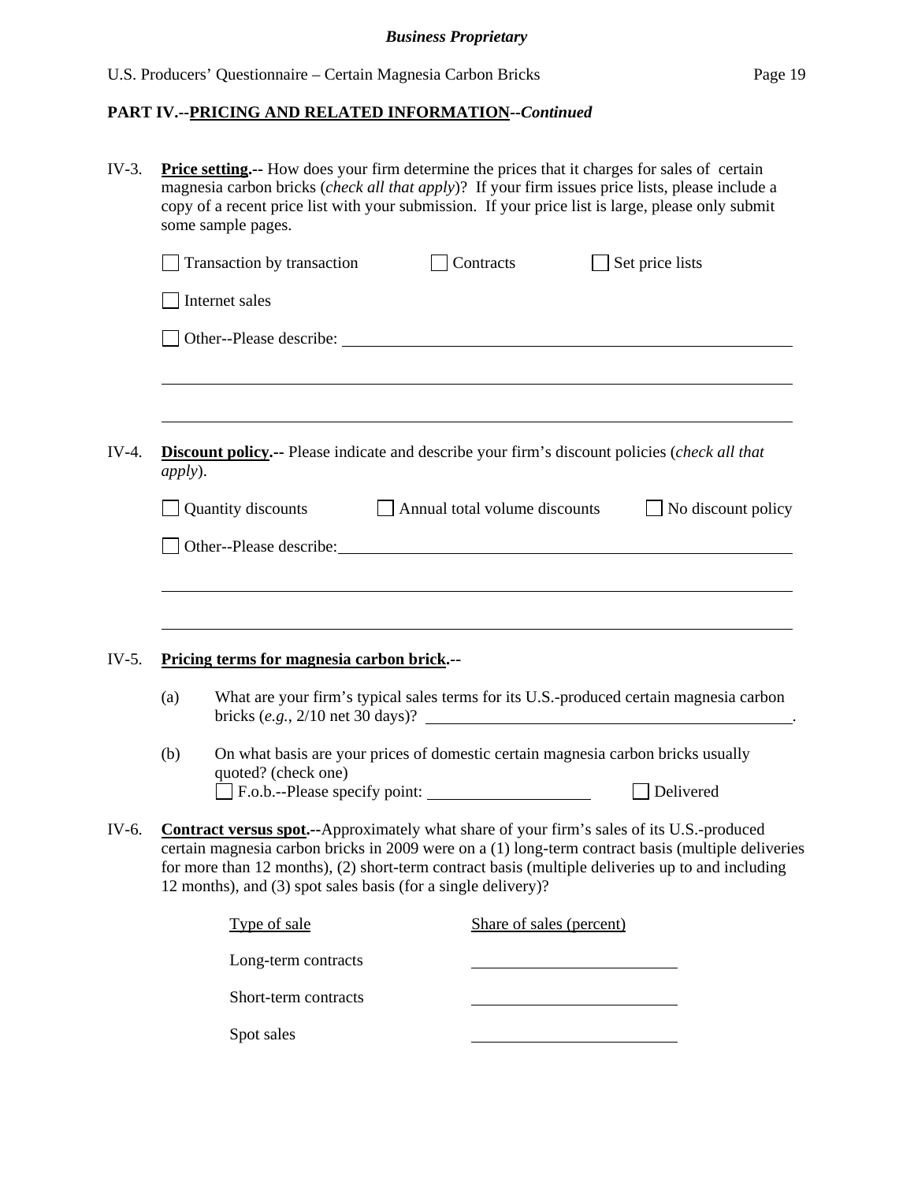## PART IV.--PRICING AND RELATED INFORMATION--*Continued*

IV-3. **Price setting.--** How does your firm determine the prices that it charges for sales of certain magnesia carbon bricks (*check all that apply*)? If your firm issues price lists, please include a copy of a recent price list with your submission. If your price list is large, please only submit some sample pages.

☐ Transaction by transaction ☐ Contracts ☐ Set price lists

☐ Internet sales

☐ Other--Please describe: \_\_\_\_\_\_\_\_\_\_\_\_\_\_\_\_\_\_\_\_\_\_\_\_\_\_\_\_\_\_\_\_\_\_\_\_\_\_\_\_\_\_\_\_

\_\_\_\_\_\_\_\_\_\_\_\_\_\_\_\_\_\_\_\_\_\_\_\_\_\_\_\_\_\_\_\_\_\_\_\_\_\_\_\_\_\_\_\_\_\_\_\_\_\_\_\_\_\_\_\_\_\_\_\_\_\_

\_\_\_\_\_\_\_\_\_\_\_\_\_\_\_\_\_\_\_\_\_\_\_\_\_\_\_\_\_\_\_\_\_\_\_\_\_\_\_\_\_\_\_\_\_\_\_\_\_\_\_\_\_\_\_\_\_\_\_\_\_\_

IV-4. **Discount policy.--** Please indicate and describe your firm's discount policies (*check all that apply*).

☐ Quantity discounts ☐ Annual total volume discounts ☐ No discount policy

☐ Other--Please describe: \_\_\_\_\_\_\_\_\_\_\_\_\_\_\_\_\_\_\_\_\_\_\_\_\_\_\_\_\_\_\_\_\_\_\_\_\_\_\_\_\_\_\_\_

\_\_\_\_\_\_\_\_\_\_\_\_\_\_\_\_\_\_\_\_\_\_\_\_\_\_\_\_\_\_\_\_\_\_\_\_\_\_\_\_\_\_\_\_\_\_\_\_\_\_\_\_\_\_\_\_\_\_\_\_\_\_

\_\_\_\_\_\_\_\_\_\_\_\_\_\_\_\_\_\_\_\_\_\_\_\_\_\_\_\_\_\_\_\_\_\_\_\_\_\_\_\_\_\_\_\_\_\_\_\_\_\_\_\_\_\_\_\_\_\_\_\_\_\_

IV-5. **Pricing terms for magnesia carbon brick.--**

(a) What are your firm's typical sales terms for its U.S.-produced certain magnesia carbon bricks (*e.g.*, 2/10 net 30 days)? \_\_\_\_\_\_\_\_\_\_\_\_\_\_\_\_\_\_\_\_\_\_\_\_\_\_\_\_\_\_\_\_\_\_\_\_.

(b) On what basis are your prices of domestic certain magnesia carbon bricks usually quoted? (check one)
☐ F.o.b.--Please specify point: \_\_\_\_\_\_\_\_\_\_\_\_\_\_\_\_\_\_ ☐ Delivered

IV-6. **Contract versus spot.--**Approximately what share of your firm's sales of its U.S.-produced certain magnesia carbon bricks in 2009 were on a (1) long-term contract basis (multiple deliveries for more than 12 months), (2) short-term contract basis (multiple deliveries up to and including 12 months), and (3) spot sales basis (for a single delivery)?

| Type of sale | Share of sales (percent) |
|---|---|
| Long-term contracts | |
| Short-term contracts | |
| Spot sales | |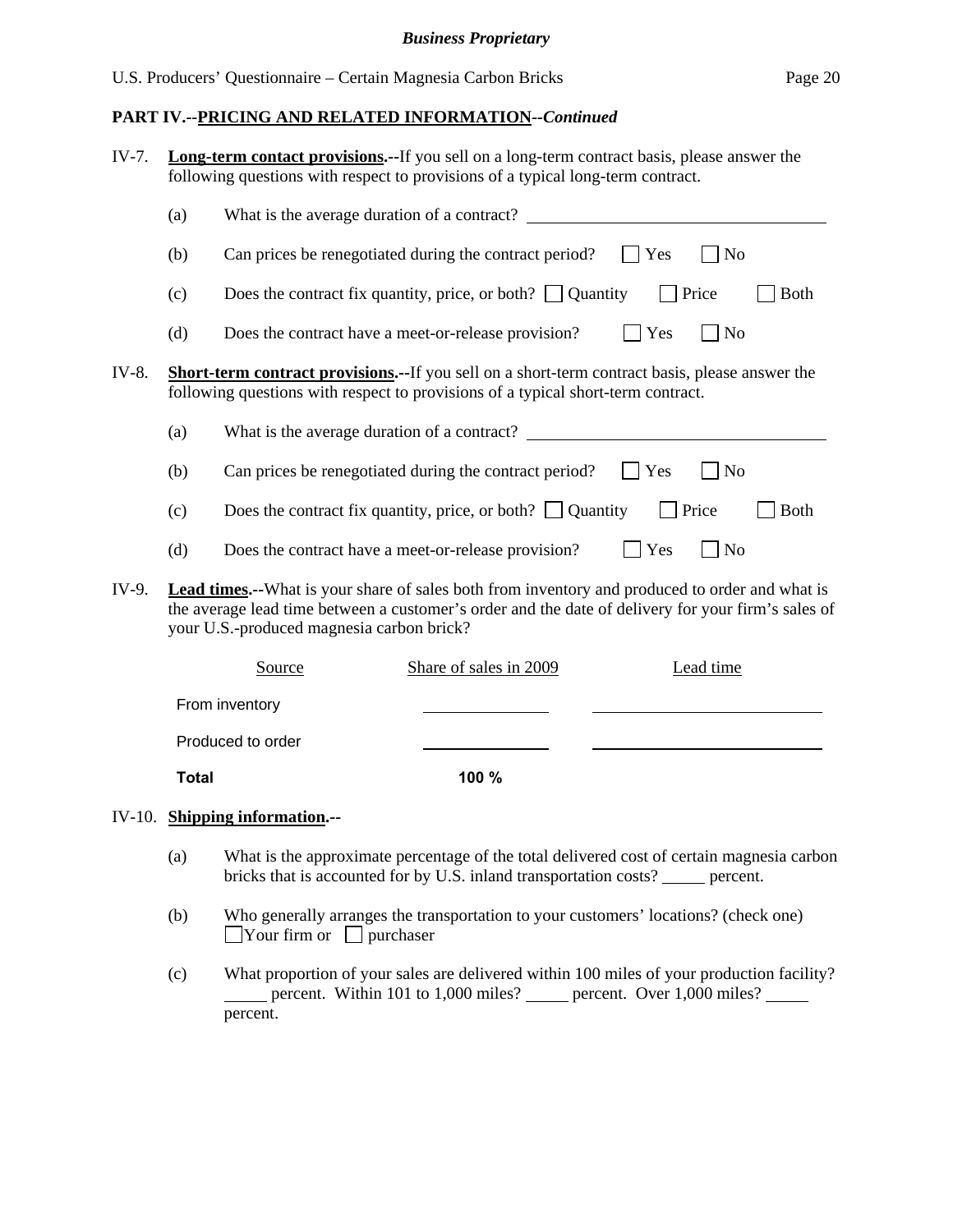## PART IV.--PRICING AND RELATED INFORMATION--*Continued*

IV-7. **Long-term contact provisions.--**If you sell on a long-term contract basis, please answer the following questions with respect to provisions of a typical long-term contract.

(a) What is the average duration of a contract? ______________________

(b) Can prices be renegotiated during the contract period? ☐ Yes ☐ No

(c) Does the contract fix quantity, price, or both? ☐ Quantity ☐ Price ☐ Both

(d) Does the contract have a meet-or-release provision? ☐ Yes ☐ No

IV-8. **Short-term contract provisions.--**If you sell on a short-term contract basis, please answer the following questions with respect to provisions of a typical short-term contract.

(a) What is the average duration of a contract? ______________________

(b) Can prices be renegotiated during the contract period? ☐ Yes ☐ No

(c) Does the contract fix quantity, price, or both? ☐ Quantity ☐ Price ☐ Both

(d) Does the contract have a meet-or-release provision? ☐ Yes ☐ No

IV-9. **Lead times.--**What is your share of sales both from inventory and produced to order and what is the average lead time between a customer's order and the date of delivery for your firm's sales of your U.S.-produced magnesia carbon brick?

| Source | Share of sales in 2009 | Lead time |
|---|---|---|
| From inventory | | |
| Produced to order | | |
| **Total** | **100 %** | |

IV-10. **Shipping information.--**

(a) What is the approximate percentage of the total delivered cost of certain magnesia carbon bricks that is accounted for by U.S. inland transportation costs? _____ percent.

(b) Who generally arranges the transportation to your customers' locations? (check one) ☐ Your firm or ☐ purchaser

(c) What proportion of your sales are delivered within 100 miles of your production facility? _____ percent. Within 101 to 1,000 miles? _____ percent. Over 1,000 miles? _____ percent.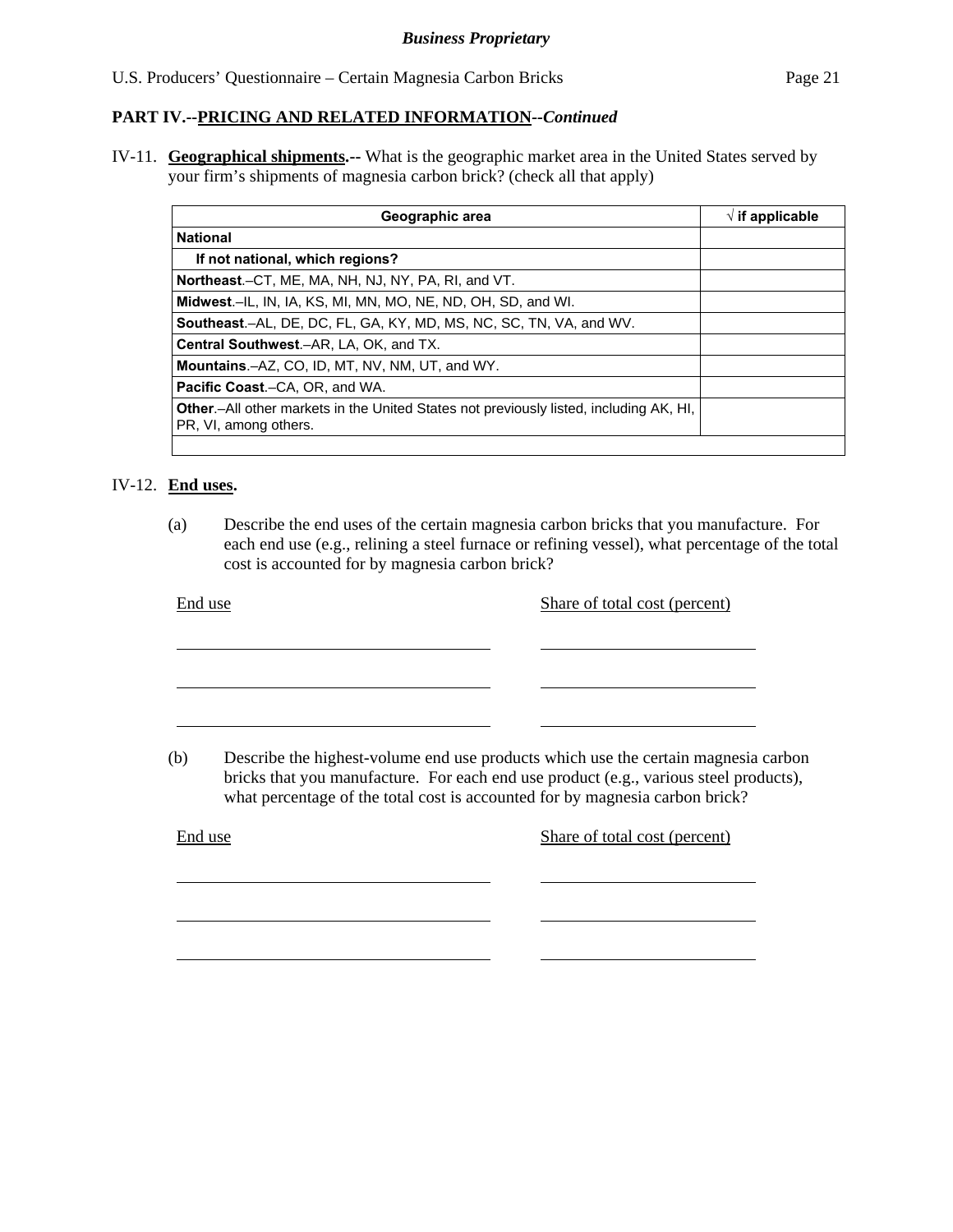**PART IV.--PRICING AND RELATED INFORMATION--*Continued***

IV-11. **Geographical shipments.--** What is the geographic market area in the United States served by your firm's shipments of magnesia carbon brick? (check all that apply)

| Geographic area | √ if applicable |
|---|---|
| **National** | |
| **If not national, which regions?** | |
| **Northeast**.–CT, ME, MA, NH, NJ, NY, PA, RI, and VT. | |
| **Midwest**.–IL, IN, IA, KS, MI, MN, MO, NE, ND, OH, SD, and WI. | |
| **Southeast**.–AL, DE, DC, FL, GA, KY, MD, MS, NC, SC, TN, VA, and WV. | |
| **Central Southwest**.–AR, LA, OK, and TX. | |
| **Mountains**.–AZ, CO, ID, MT, NV, NM, UT, and WY. | |
| **Pacific Coast**.–CA, OR, and WA. | |
| **Other**.–All other markets in the United States not previously listed, including AK, HI, PR, VI, among others. | |
| | |

IV-12. **End uses.**

(a) Describe the end uses of the certain magnesia carbon bricks that you manufacture. For each end use (e.g., relining a steel furnace or refining vessel), what percentage of the total cost is accounted for by magnesia carbon brick?

| End use | Share of total cost (percent) |
|---|---|
| | |
| | |
| | |

(b) Describe the highest-volume end use products which use the certain magnesia carbon bricks that you manufacture. For each end use product (e.g., various steel products), what percentage of the total cost is accounted for by magnesia carbon brick?

| End use | Share of total cost (percent) |
|---|---|
| | |
| | |
| | |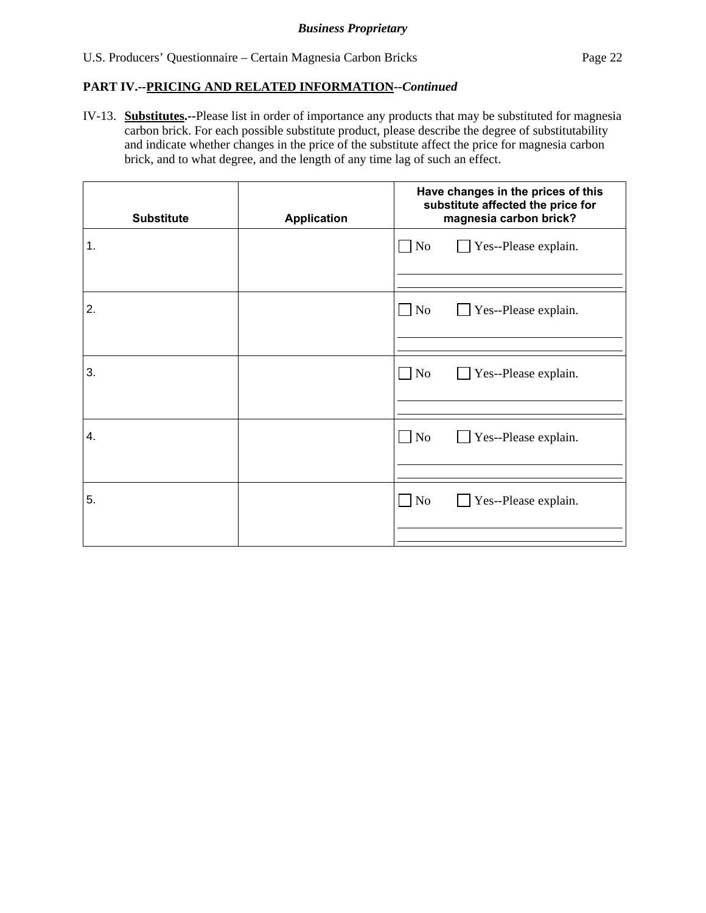**PART IV.--PRICING AND RELATED INFORMATION--*Continued***

IV-13. **Substitutes.--**Please list in order of importance any products that may be substituted for magnesia carbon brick. For each possible substitute product, please describe the degree of substitutability and indicate whether changes in the price of the substitute affect the price for magnesia carbon brick, and to what degree, and the length of any time lag of such an effect.

| Substitute | Application | Have changes in the prices of this substitute affected the price for magnesia carbon brick? |
|---|---|---|
| 1. | | ☐ No ☐ Yes--Please explain. |
| 2. | | ☐ No ☐ Yes--Please explain. |
| 3. | | ☐ No ☐ Yes--Please explain. |
| 4. | | ☐ No ☐ Yes--Please explain. |
| 5. | | ☐ No ☐ Yes--Please explain. |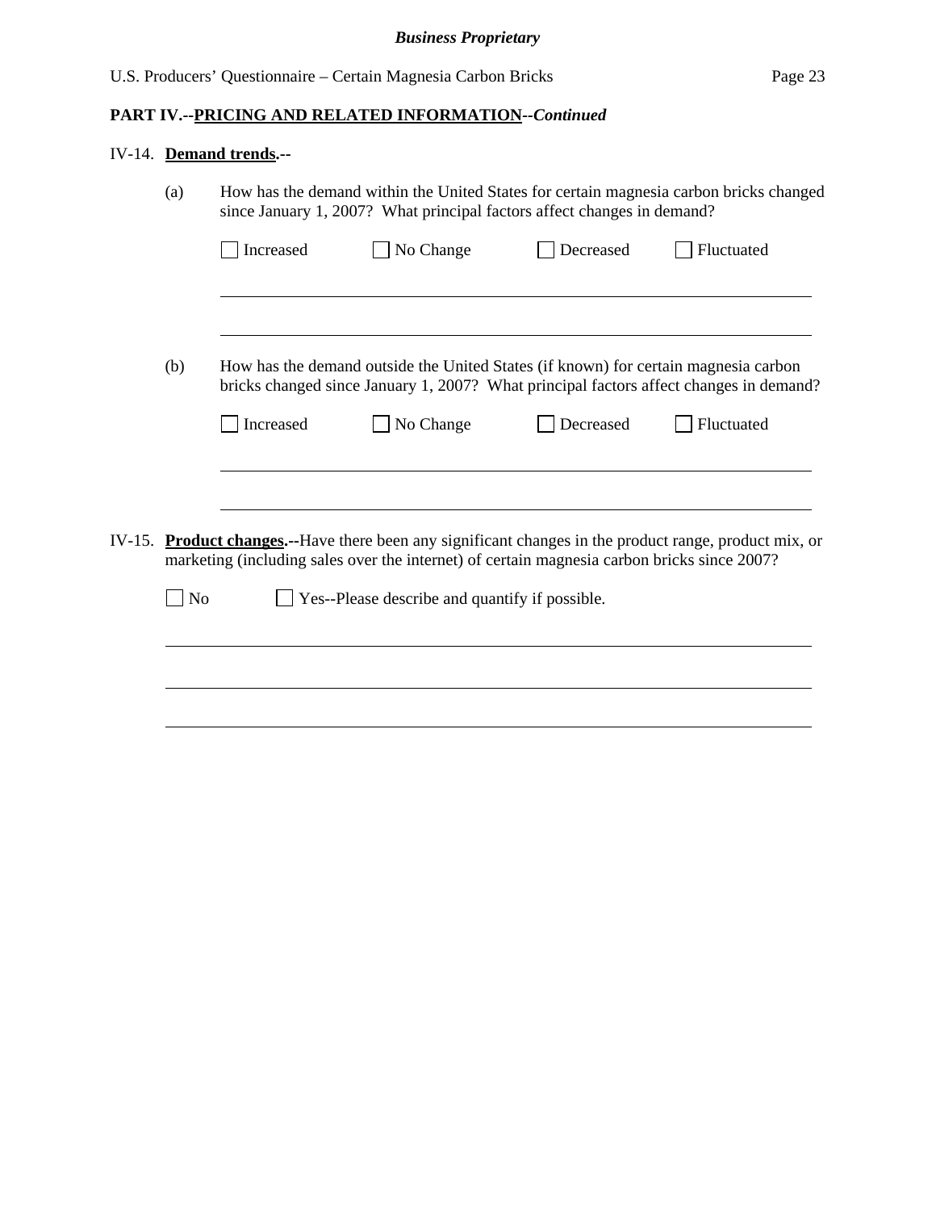**PART IV.--PRICING AND RELATED INFORMATION--*Continued***

IV-14. **Demand trends.--**

(a) How has the demand within the United States for certain magnesia carbon bricks changed since January 1, 2007? What principal factors affect changes in demand?

☐ Increased ☐ No Change ☐ Decreased ☐ Fluctuated

(b) How has the demand outside the United States (if known) for certain magnesia carbon bricks changed since January 1, 2007? What principal factors affect changes in demand?

☐ Increased ☐ No Change ☐ Decreased ☐ Fluctuated

IV-15. **Product changes.--**Have there been any significant changes in the product range, product mix, or marketing (including sales over the internet) of certain magnesia carbon bricks since 2007?

☐ No ☐ Yes--Please describe and quantify if possible.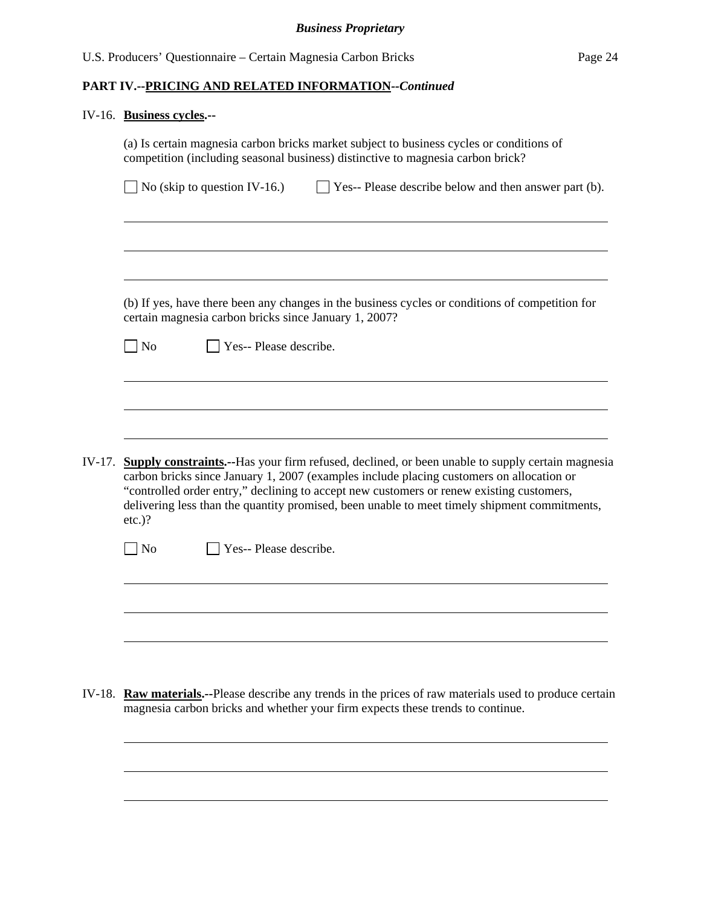## PART IV.--PRICING AND RELATED INFORMATION--*Continued*

IV-16. **Business cycles.**--

(a) Is certain magnesia carbon bricks market subject to business cycles or conditions of competition (including seasonal business) distinctive to magnesia carbon brick?

☐ No (skip to question IV-16.)  ☐ Yes-- Please describe below and then answer part (b).

\_\_\_\_\_\_\_\_\_\_\_\_\_\_\_\_\_\_\_\_\_\_\_\_\_\_\_\_\_\_\_\_\_\_\_\_\_\_\_\_\_\_\_\_\_\_\_\_\_\_\_\_\_\_\_\_\_\_\_\_

\_\_\_\_\_\_\_\_\_\_\_\_\_\_\_\_\_\_\_\_\_\_\_\_\_\_\_\_\_\_\_\_\_\_\_\_\_\_\_\_\_\_\_\_\_\_\_\_\_\_\_\_\_\_\_\_\_\_\_\_

\_\_\_\_\_\_\_\_\_\_\_\_\_\_\_\_\_\_\_\_\_\_\_\_\_\_\_\_\_\_\_\_\_\_\_\_\_\_\_\_\_\_\_\_\_\_\_\_\_\_\_\_\_\_\_\_\_\_\_\_

(b) If yes, have there been any changes in the business cycles or conditions of competition for certain magnesia carbon bricks since January 1, 2007?

☐ No  ☐ Yes-- Please describe.

\_\_\_\_\_\_\_\_\_\_\_\_\_\_\_\_\_\_\_\_\_\_\_\_\_\_\_\_\_\_\_\_\_\_\_\_\_\_\_\_\_\_\_\_\_\_\_\_\_\_\_\_\_\_\_\_\_\_\_\_

\_\_\_\_\_\_\_\_\_\_\_\_\_\_\_\_\_\_\_\_\_\_\_\_\_\_\_\_\_\_\_\_\_\_\_\_\_\_\_\_\_\_\_\_\_\_\_\_\_\_\_\_\_\_\_\_\_\_\_\_

\_\_\_\_\_\_\_\_\_\_\_\_\_\_\_\_\_\_\_\_\_\_\_\_\_\_\_\_\_\_\_\_\_\_\_\_\_\_\_\_\_\_\_\_\_\_\_\_\_\_\_\_\_\_\_\_\_\_\_\_

IV-17. **Supply constraints.**--Has your firm refused, declined, or been unable to supply certain magnesia carbon bricks since January 1, 2007 (examples include placing customers on allocation or "controlled order entry," declining to accept new customers or renew existing customers, delivering less than the quantity promised, been unable to meet timely shipment commitments, etc.)?

☐ No  ☐ Yes-- Please describe.

\_\_\_\_\_\_\_\_\_\_\_\_\_\_\_\_\_\_\_\_\_\_\_\_\_\_\_\_\_\_\_\_\_\_\_\_\_\_\_\_\_\_\_\_\_\_\_\_\_\_\_\_\_\_\_\_\_\_\_\_

\_\_\_\_\_\_\_\_\_\_\_\_\_\_\_\_\_\_\_\_\_\_\_\_\_\_\_\_\_\_\_\_\_\_\_\_\_\_\_\_\_\_\_\_\_\_\_\_\_\_\_\_\_\_\_\_\_\_\_\_

\_\_\_\_\_\_\_\_\_\_\_\_\_\_\_\_\_\_\_\_\_\_\_\_\_\_\_\_\_\_\_\_\_\_\_\_\_\_\_\_\_\_\_\_\_\_\_\_\_\_\_\_\_\_\_\_\_\_\_\_

IV-18. **Raw materials.**--Please describe any trends in the prices of raw materials used to produce certain magnesia carbon bricks and whether your firm expects these trends to continue.

\_\_\_\_\_\_\_\_\_\_\_\_\_\_\_\_\_\_\_\_\_\_\_\_\_\_\_\_\_\_\_\_\_\_\_\_\_\_\_\_\_\_\_\_\_\_\_\_\_\_\_\_\_\_\_\_\_\_\_\_

\_\_\_\_\_\_\_\_\_\_\_\_\_\_\_\_\_\_\_\_\_\_\_\_\_\_\_\_\_\_\_\_\_\_\_\_\_\_\_\_\_\_\_\_\_\_\_\_\_\_\_\_\_\_\_\_\_\_\_\_

\_\_\_\_\_\_\_\_\_\_\_\_\_\_\_\_\_\_\_\_\_\_\_\_\_\_\_\_\_\_\_\_\_\_\_\_\_\_\_\_\_\_\_\_\_\_\_\_\_\_\_\_\_\_\_\_\_\_\_\_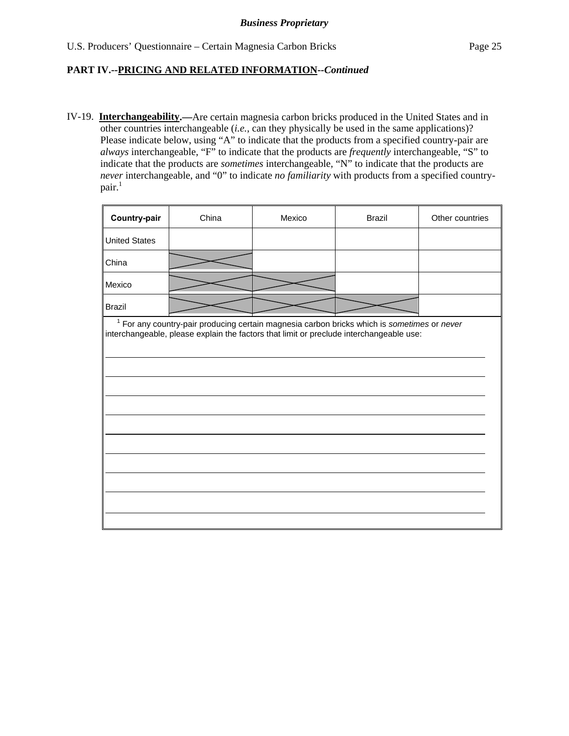**Business Proprietary**

U.S. Producers' Questionnaire – Certain Magnesia Carbon Bricks

**PART IV.--PRICING AND RELATED INFORMATION--*Continued***

IV-19. **Interchangeability.—**Are certain magnesia carbon bricks produced in the United States and in other countries interchangeable (*i.e.*, can they physically be used in the same applications)? Please indicate below, using "A" to indicate that the products from a specified country-pair are *always* interchangeable, "F" to indicate that the products are *frequently* interchangeable, "S" to indicate that the products are *sometimes* interchangeable, "N" to indicate that the products are *never* interchangeable, and "0" to indicate *no familiarity* with products from a specified country-pair.[1]

| **Country-pair** | China | Mexico | Brazil | Other countries |
|---|---|---|---|---|
| United States | | | | |
| China | X | | | |
| Mexico | X | X | | |
| Brazil | X | X | X | |

[1] For any country-pair producing certain magnesia carbon bricks which is *sometimes* or *never* interchangeable, please explain the factors that limit or preclude interchangeable use:

______________________________________________________________________________

______________________________________________________________________________

______________________________________________________________________________

______________________________________________________________________________

______________________________________________________________________________

______________________________________________________________________________

______________________________________________________________________________

______________________________________________________________________________

______________________________________________________________________________

______________________________________________________________________________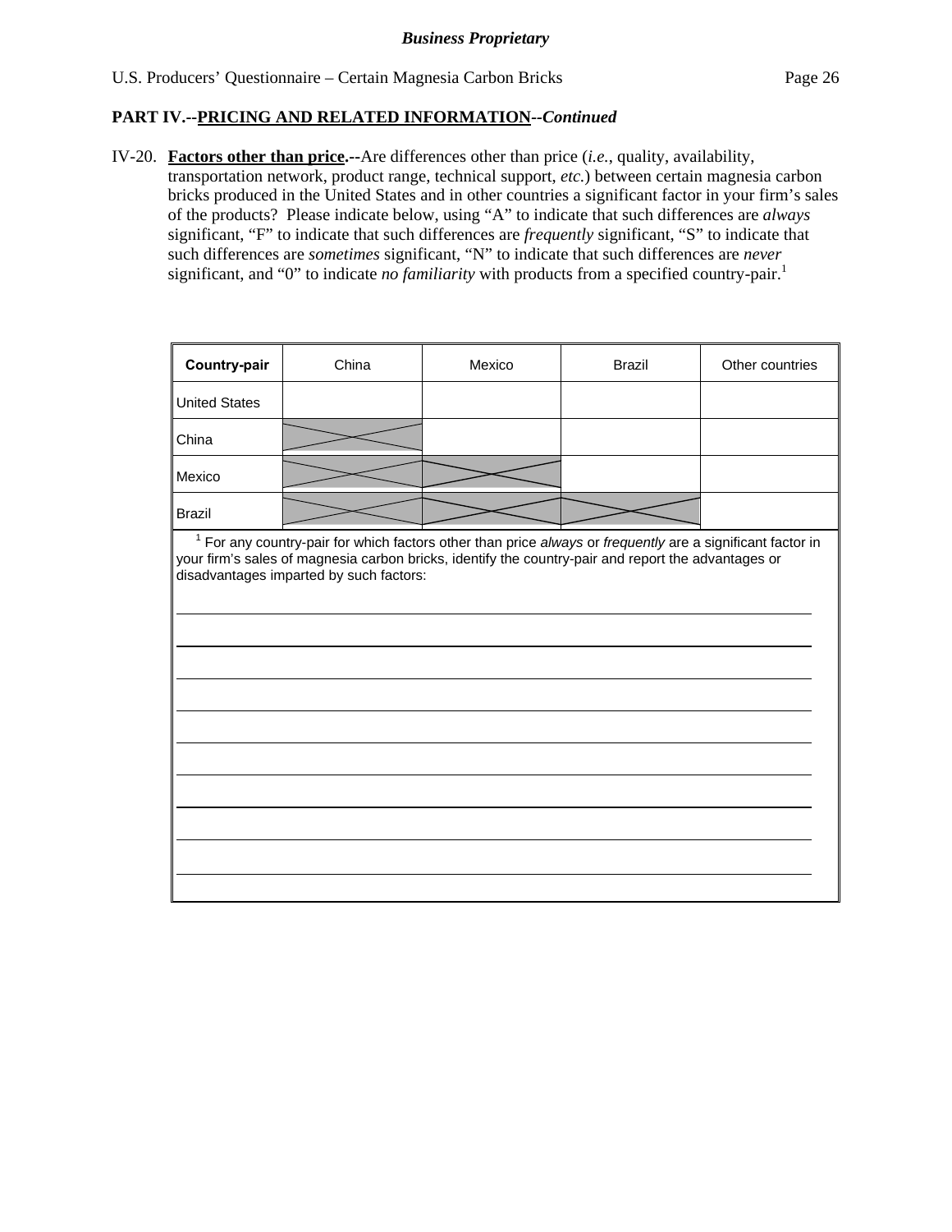**PART IV.--PRICING AND RELATED INFORMATION--*Continued***

IV-20. **Factors other than price.--**Are differences other than price (*i.e.*, quality, availability, transportation network, product range, technical support, *etc.*) between certain magnesia carbon bricks produced in the United States and in other countries a significant factor in your firm's sales of the products? Please indicate below, using "A" to indicate that such differences are *always* significant, "F" to indicate that such differences are *frequently* significant, "S" to indicate that such differences are *sometimes* significant, "N" to indicate that such differences are *never* significant, and "0" to indicate *no familiarity* with products from a specified country-pair.[1]

| **Country-pair** | China | Mexico | Brazil | Other countries |
|---|---|---|---|---|
| United States | | | | |
| China | X | | | |
| Mexico | X | X | | |
| Brazil | X | X | X | |

[1] For any country-pair for which factors other than price *always* or *frequently* are a significant factor in your firm's sales of magnesia carbon bricks, identify the country-pair and report the advantages or disadvantages imparted by such factors:

______________________________________________________________________

______________________________________________________________________

______________________________________________________________________

______________________________________________________________________

______________________________________________________________________

______________________________________________________________________

______________________________________________________________________

______________________________________________________________________

______________________________________________________________________

______________________________________________________________________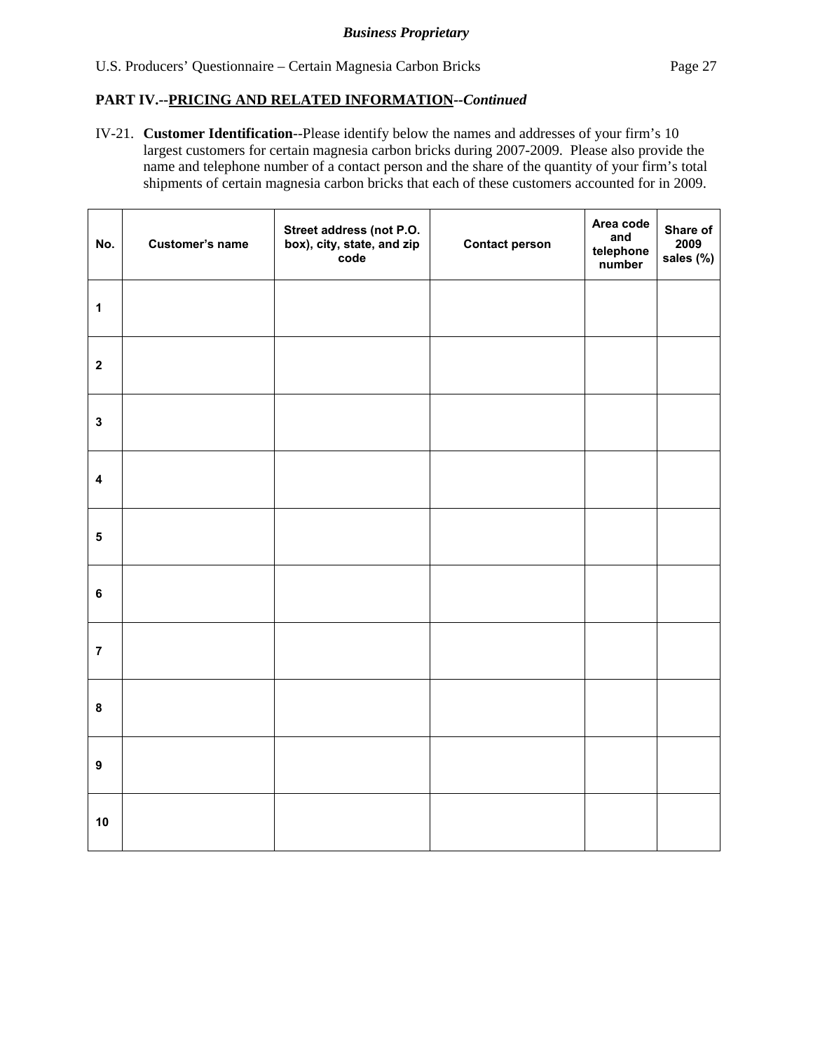***Business Proprietary***

**PART IV.--<u>PRICING AND RELATED INFORMATION</u>--*Continued***

IV-21. **Customer Identification**--Please identify below the names and addresses of your firm's 10 largest customers for certain magnesia carbon bricks during 2007-2009. Please also provide the name and telephone number of a contact person and the share of the quantity of your firm's total shipments of certain magnesia carbon bricks that each of these customers accounted for in 2009.

| No. | Customer's name | Street address (not P.O. box), city, state, and zip code | Contact person | Area code and telephone number | Share of 2009 sales (%) |
|---|---|---|---|---|---|
| 1 | | | | | |
| 2 | | | | | |
| 3 | | | | | |
| 4 | | | | | |
| 5 | | | | | |
| 6 | | | | | |
| 7 | | | | | |
| 8 | | | | | |
| 9 | | | | | |
| 10 | | | | | |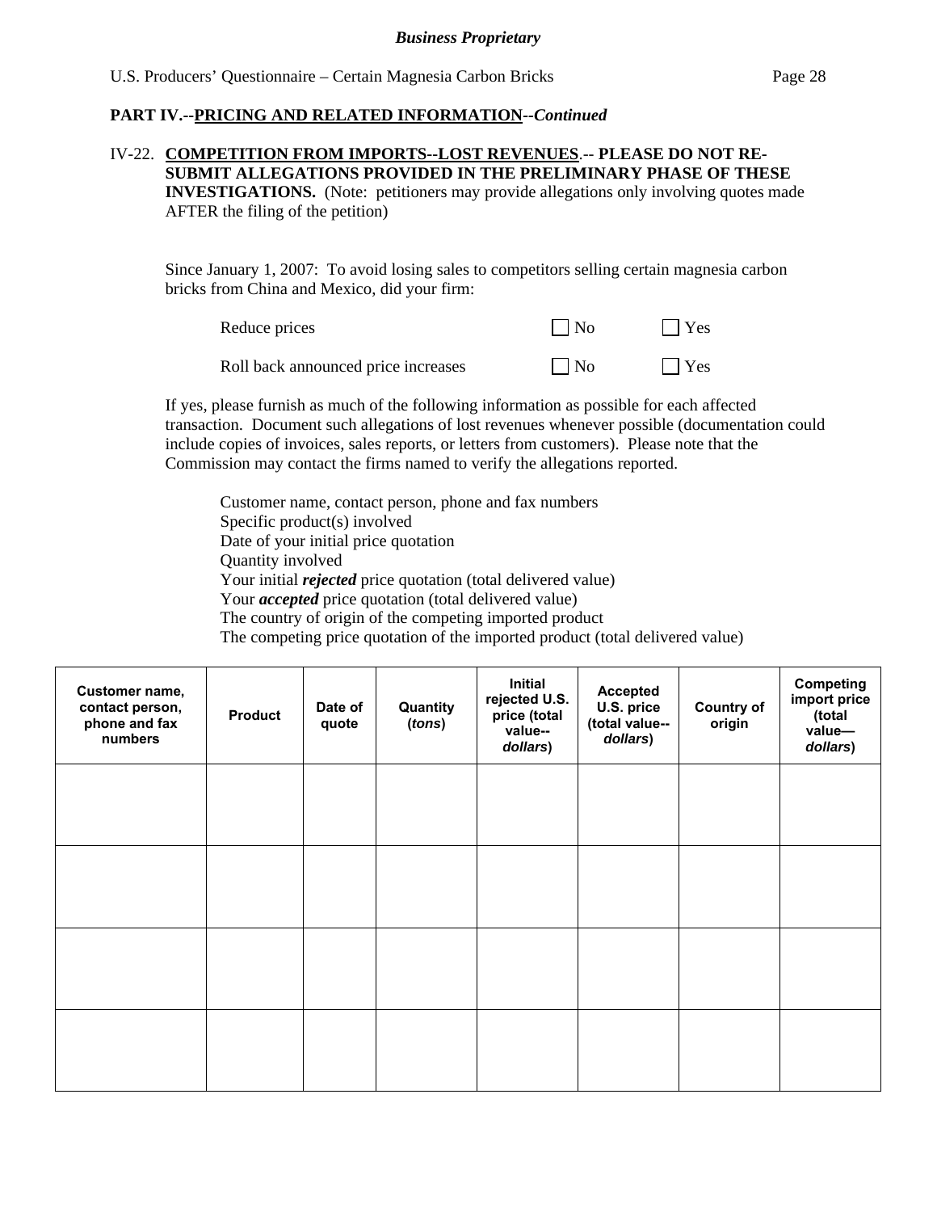***Business Proprietary***

**PART IV.--PRICING AND RELATED INFORMATION--*Continued***

IV-22. **COMPETITION FROM IMPORTS--LOST REVENUES**.-- **PLEASE DO NOT RE-SUBMIT ALLEGATIONS PROVIDED IN THE PRELIMINARY PHASE OF THESE INVESTIGATIONS.** (Note: petitioners may provide allegations only involving quotes made AFTER the filing of the petition)

Since January 1, 2007: To avoid losing sales to competitors selling certain magnesia carbon bricks from China and Mexico, did your firm:

Reduce prices ☐ No ☐ Yes

Roll back announced price increases ☐ No ☐ Yes

If yes, please furnish as much of the following information as possible for each affected transaction. Document such allegations of lost revenues whenever possible (documentation could include copies of invoices, sales reports, or letters from customers). Please note that the Commission may contact the firms named to verify the allegations reported.

Customer name, contact person, phone and fax numbers
Specific product(s) involved
Date of your initial price quotation
Quantity involved
Your initial ***rejected*** price quotation (total delivered value)
Your ***accepted*** price quotation (total delivered value)
The country of origin of the competing imported product
The competing price quotation of the imported product (total delivered value)

| Customer name, contact person, phone and fax numbers | Product | Date of quote | Quantity (*tons*) | Initial rejected U.S. price (total value--*dollars*) | Accepted U.S. price (total value--*dollars*) | Country of origin | Competing import price (total value—*dollars*) |
|---|---|---|---|---|---|---|---|
| | | | | | | | |
| | | | | | | | |
| | | | | | | | |
| | | | | | | | |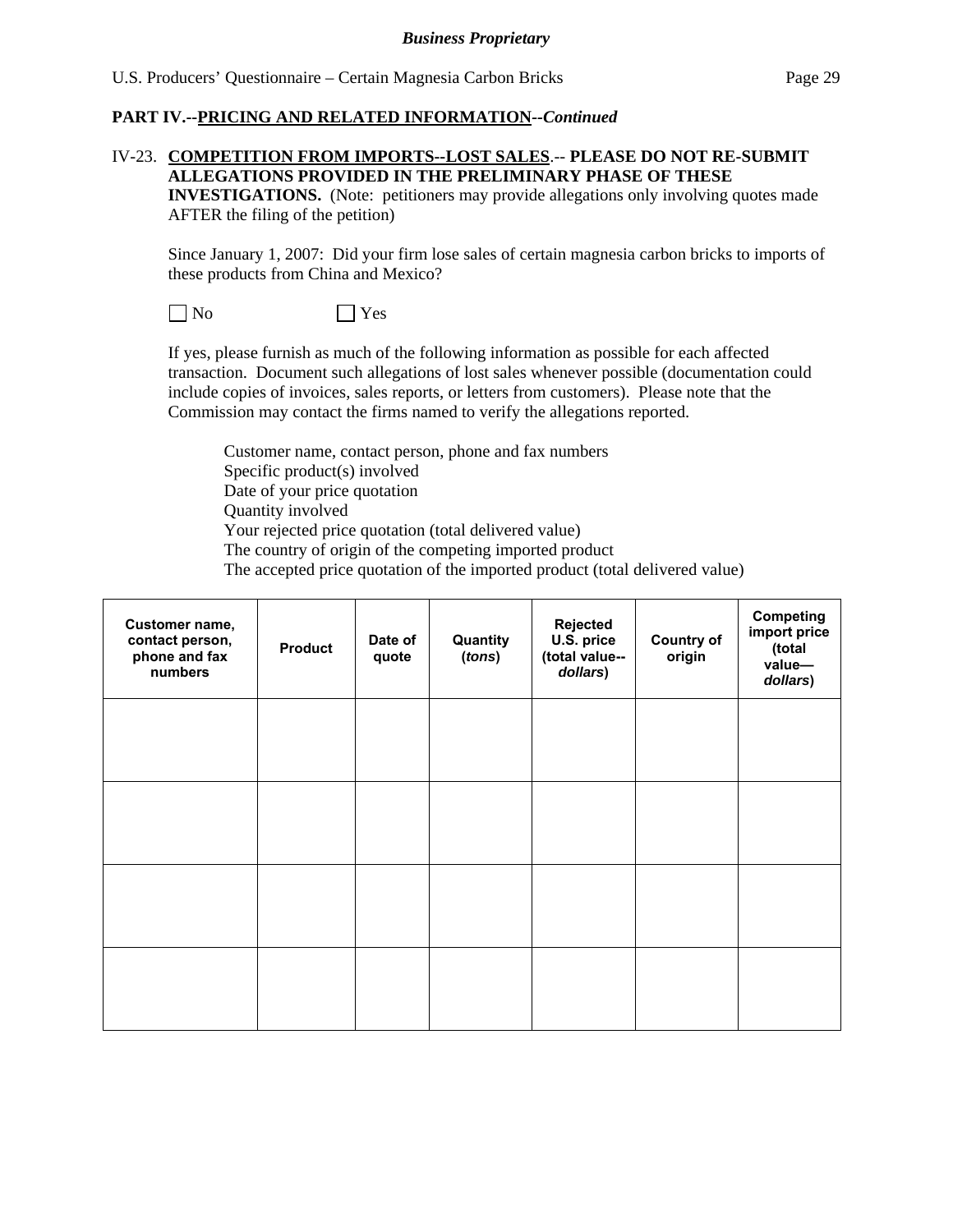**Business Proprietary**

**PART IV.--PRICING AND RELATED INFORMATION--*Continued***

IV-23. **COMPETITION FROM IMPORTS--LOST SALES.-- PLEASE DO NOT RE-SUBMIT ALLEGATIONS PROVIDED IN THE PRELIMINARY PHASE OF THESE INVESTIGATIONS.** (Note: petitioners may provide allegations only involving quotes made AFTER the filing of the petition)

Since January 1, 2007: Did your firm lose sales of certain magnesia carbon bricks to imports of these products from China and Mexico?

☐ No ☐ Yes

If yes, please furnish as much of the following information as possible for each affected transaction. Document such allegations of lost sales whenever possible (documentation could include copies of invoices, sales reports, or letters from customers). Please note that the Commission may contact the firms named to verify the allegations reported.

Customer name, contact person, phone and fax numbers
Specific product(s) involved
Date of your price quotation
Quantity involved
Your rejected price quotation (total delivered value)
The country of origin of the competing imported product
The accepted price quotation of the imported product (total delivered value)

| Customer name, contact person, phone and fax numbers | Product | Date of quote | Quantity (*tons*) | Rejected U.S. price (total value--*dollars*) | Country of origin | Competing import price (total value—*dollars*) |
|---|---|---|---|---|---|---|
| | | | | | | |
| | | | | | | |
| | | | | | | |
| | | | | | | |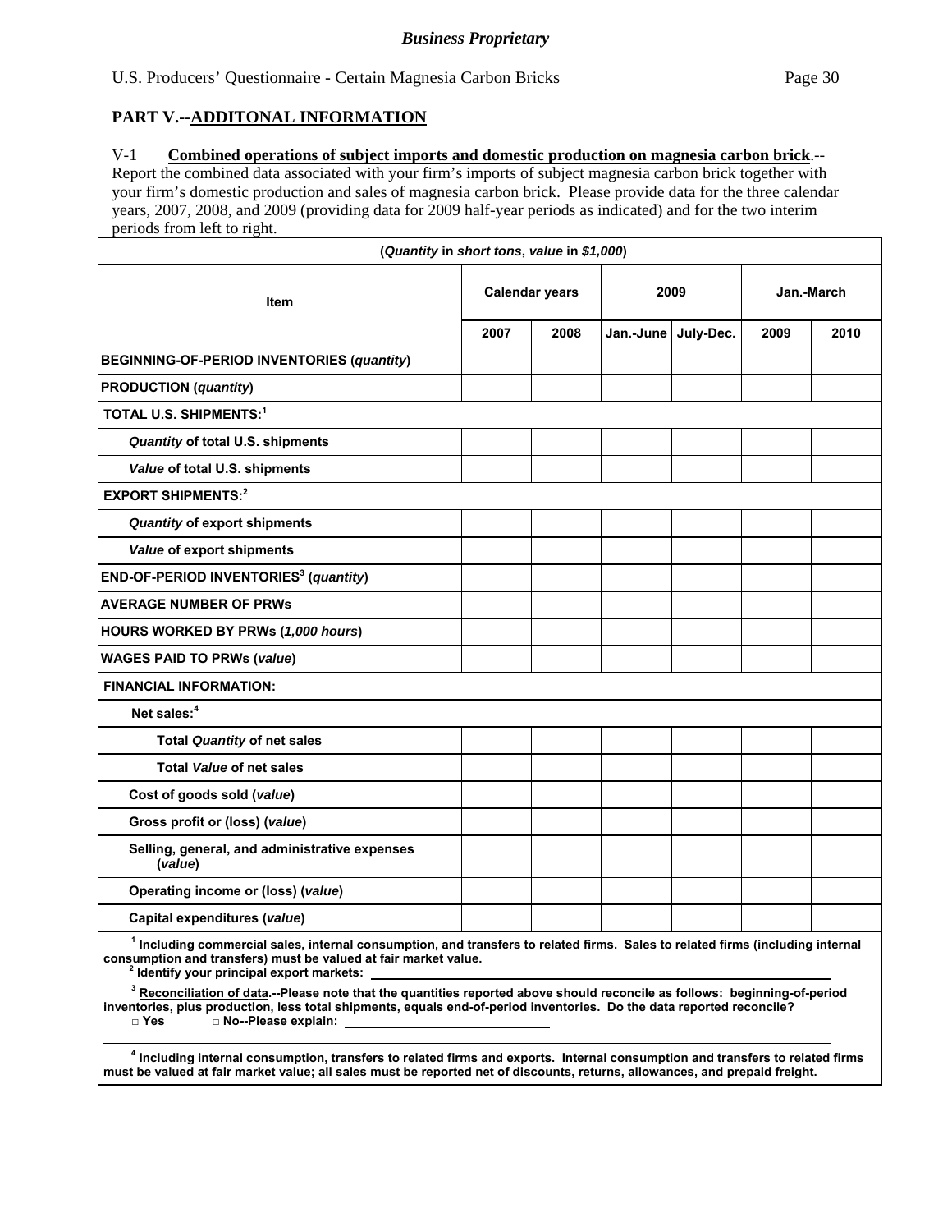*Business Proprietary*

U.S. Producers' Questionnaire - Certain Magnesia Carbon Bricks

## PART V.--ADDITONAL INFORMATION

V-1 **Combined operations of subject imports and domestic production on magnesia carbon brick**.--Report the combined data associated with your firm's imports of subject magnesia carbon brick together with your firm's domestic production and sales of magnesia carbon brick. Please provide data for the three calendar years, 2007, 2008, and 2009 (providing data for 2009 half-year periods as indicated) and for the two interim periods from left to right.

(*Quantity* in *short tons*, *value* in *$1,000*)

| Item | Calendar years | | 2009 | | Jan.-March | |
|---|---|---|---|---|---|---|
| | 2007 | 2008 | Jan.-June | July-Dec. | 2009 | 2010 |
| **BEGINNING-OF-PERIOD INVENTORIES (*quantity*)** | | | | | | |
| **PRODUCTION (*quantity*)** | | | | | | |
| **TOTAL U.S. SHIPMENTS:**[1] | | | | | | |
| *Quantity* of total U.S. shipments | | | | | | |
| *Value* of total U.S. shipments | | | | | | |
| **EXPORT SHIPMENTS:**[2] | | | | | | |
| *Quantity* of export shipments | | | | | | |
| *Value* of export shipments | | | | | | |
| **END-OF-PERIOD INVENTORIES**[3] **(*quantity*)** | | | | | | |
| **AVERAGE NUMBER OF PRWs** | | | | | | |
| **HOURS WORKED BY PRWs (*1,000 hours*)** | | | | | | |
| **WAGES PAID TO PRWs (*value*)** | | | | | | |
| **FINANCIAL INFORMATION:** | | | | | | |
| Net sales:[4] | | | | | | |
| Total *Quantity* of net sales | | | | | | |
| Total *Value* of net sales | | | | | | |
| Cost of goods sold (*value*) | | | | | | |
| Gross profit or (loss) (*value*) | | | | | | |
| Selling, general, and administrative expenses (*value*) | | | | | | |
| Operating income or (loss) (*value*) | | | | | | |
| Capital expenditures (*value*) | | | | | | |

[1] Including commercial sales, internal consumption, and transfers to related firms. Sales to related firms (including internal consumption and transfers) must be valued at fair market value.

[2] Identify your principal export markets: ______________________

[3] Reconciliation of data.--Please note that the quantities reported above should reconcile as follows: beginning-of-period inventories, plus production, less total shipments, equals end-of-period inventories. Do the data reported reconcile?

□ Yes □ No--Please explain: ______________________

[4] Including internal consumption, transfers to related firms and exports. Internal consumption and transfers to related firms must be valued at fair market value; all sales must be reported net of discounts, returns, allowances, and prepaid freight.